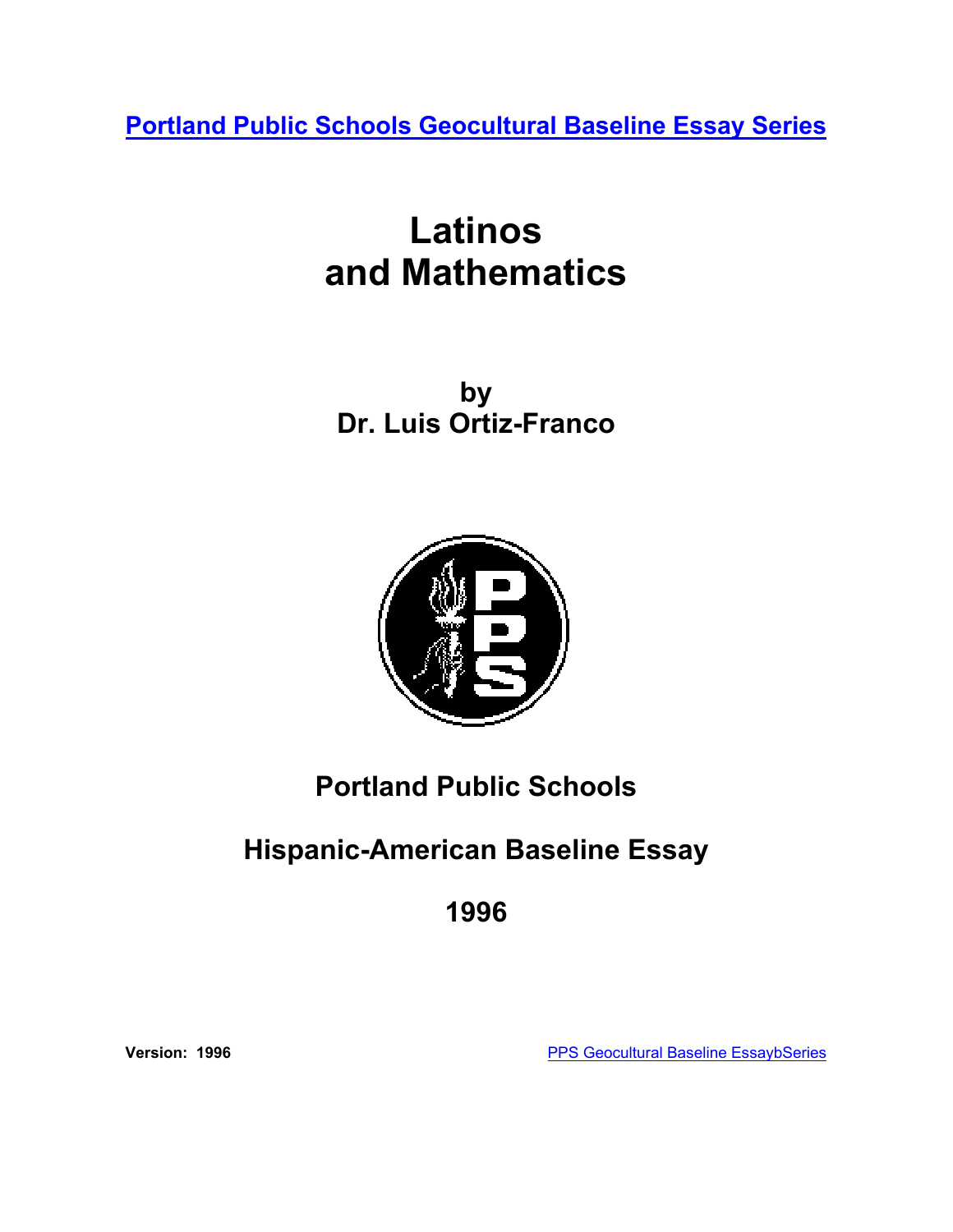Portland Public Schools Geocultural Baseline Essay Series

# Latinos and Mathematics

**by**
**Dr. Luis Ortiz-Franco**

**Portland Public Schools**

**Hispanic-American Baseline Essay**

**1996**

**Version: 1996**

PPS Geocultural Baseline EssaybSeries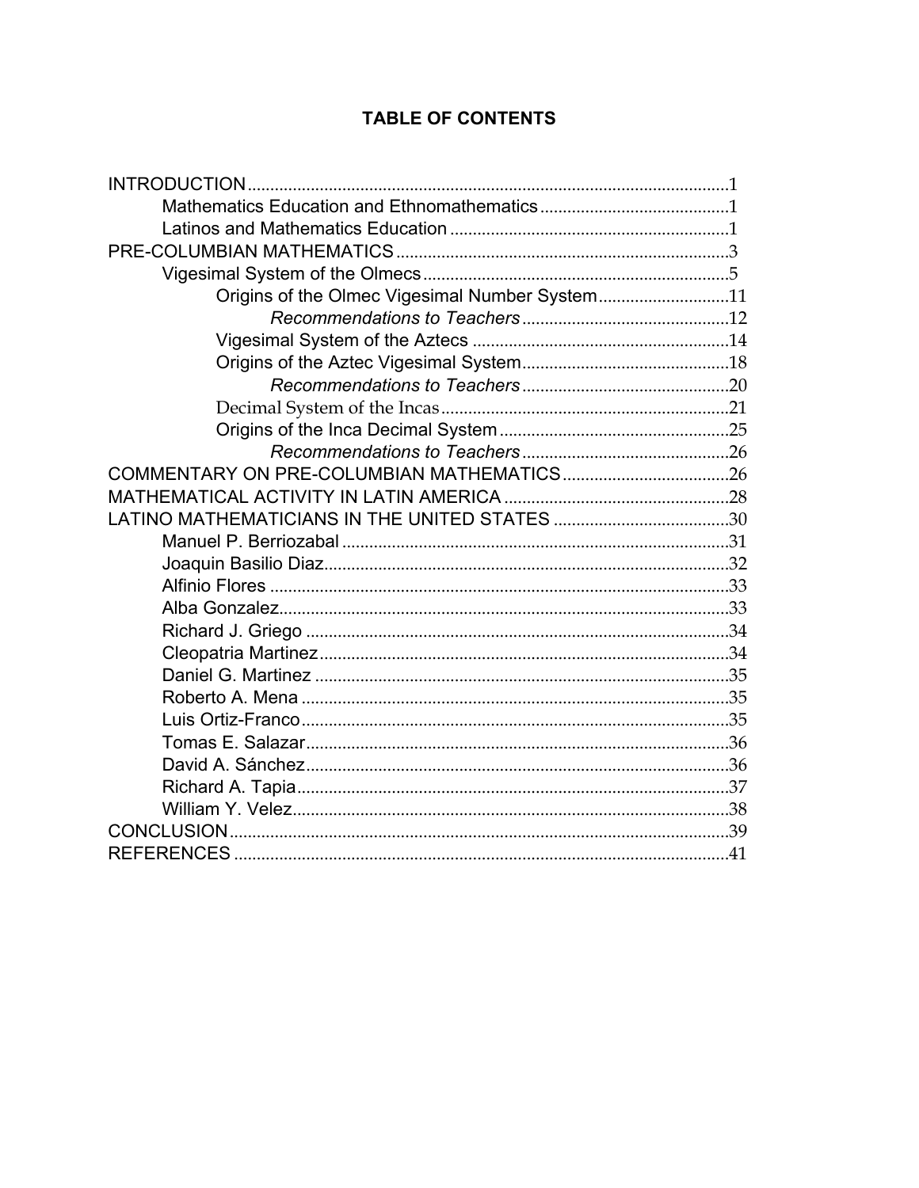# TABLE OF CONTENTS

INTRODUCTION ... 1
- Mathematics Education and Ethnomathematics ... 1
- Latinos and Mathematics Education ... 1

PRE-COLUMBIAN MATHEMATICS ... 3
- Vigesimal System of the Olmecs ... 5
  - Origins of the Olmec Vigesimal Number System ... 11
    - *Recommendations to Teachers* ... 12
  - Vigesimal System of the Aztecs ... 14
  - Origins of the Aztec Vigesimal System ... 18
    - *Recommendations to Teachers* ... 20
  - Decimal System of the Incas ... 21
  - Origins of the Inca Decimal System ... 25
    - *Recommendations to Teachers* ... 26

COMMENTARY ON PRE-COLUMBIAN MATHEMATICS ... 26

MATHEMATICAL ACTIVITY IN LATIN AMERICA ... 28

LATINO MATHEMATICIANS IN THE UNITED STATES ... 30
- Manuel P. Berriozabal ... 31
- Joaquin Basilio Diaz ... 32
- Alfinio Flores ... 33
- Alba Gonzalez ... 33
- Richard J. Griego ... 34
- Cleopatria Martinez ... 34
- Daniel G. Martinez ... 35
- Roberto A. Mena ... 35
- Luis Ortiz-Franco ... 35
- Tomas E. Salazar ... 36
- David A. Sánchez ... 36
- Richard A. Tapia ... 37
- William Y. Velez ... 38

CONCLUSION ... 39

REFERENCES ... 41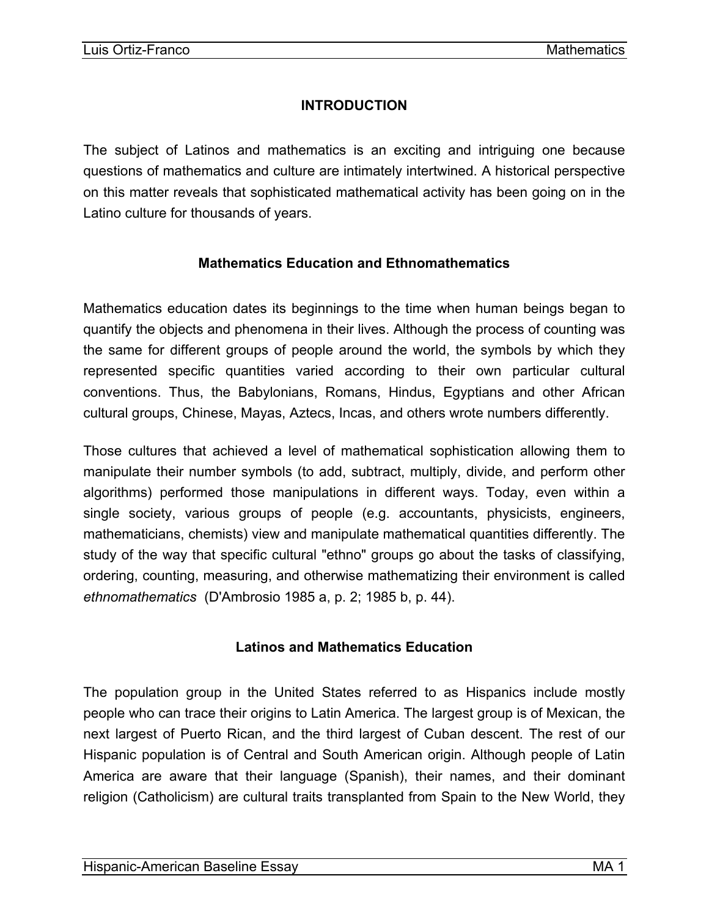# INTRODUCTION

The subject of Latinos and mathematics is an exciting and intriguing one because questions of mathematics and culture are intimately intertwined. A historical perspective on this matter reveals that sophisticated mathematical activity has been going on in the Latino culture for thousands of years.

## Mathematics Education and Ethnomathematics

Mathematics education dates its beginnings to the time when human beings began to quantify the objects and phenomena in their lives. Although the process of counting was the same for different groups of people around the world, the symbols by which they represented specific quantities varied according to their own particular cultural conventions. Thus, the Babylonians, Romans, Hindus, Egyptians and other African cultural groups, Chinese, Mayas, Aztecs, Incas, and others wrote numbers differently.

Those cultures that achieved a level of mathematical sophistication allowing them to manipulate their number symbols (to add, subtract, multiply, divide, and perform other algorithms) performed those manipulations in different ways. Today, even within a single society, various groups of people (e.g. accountants, physicists, engineers, mathematicians, chemists) view and manipulate mathematical quantities differently. The study of the way that specific cultural "ethno" groups go about the tasks of classifying, ordering, counting, measuring, and otherwise mathematizing their environment is called *ethnomathematics* (D'Ambrosio 1985 a, p. 2; 1985 b, p. 44).

## Latinos and Mathematics Education

The population group in the United States referred to as Hispanics include mostly people who can trace their origins to Latin America. The largest group is of Mexican, the next largest of Puerto Rican, and the third largest of Cuban descent. The rest of our Hispanic population is of Central and South American origin. Although people of Latin America are aware that their language (Spanish), their names, and their dominant religion (Catholicism) are cultural traits transplanted from Spain to the New World, they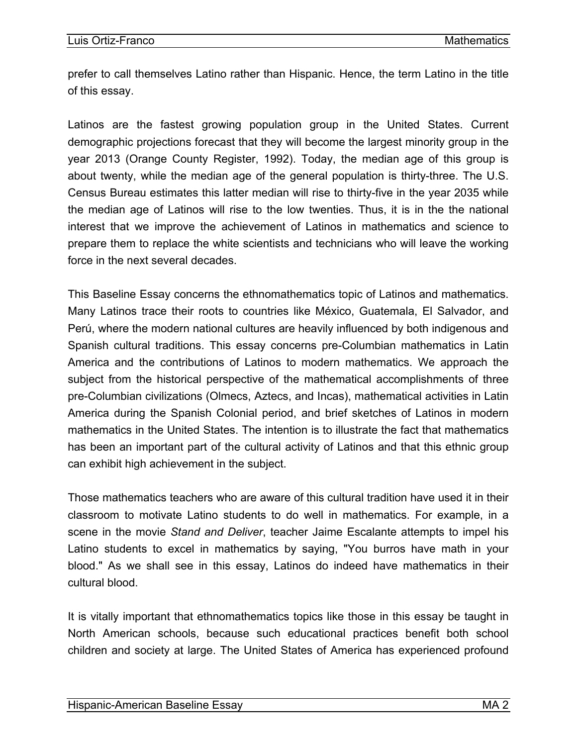prefer to call themselves Latino rather than Hispanic. Hence, the term Latino in the title of this essay.

Latinos are the fastest growing population group in the United States. Current demographic projections forecast that they will become the largest minority group in the year 2013 (Orange County Register, 1992). Today, the median age of this group is about twenty, while the median age of the general population is thirty-three. The U.S. Census Bureau estimates this latter median will rise to thirty-five in the year 2035 while the median age of Latinos will rise to the low twenties. Thus, it is in the the national interest that we improve the achievement of Latinos in mathematics and science to prepare them to replace the white scientists and technicians who will leave the working force in the next several decades.

This Baseline Essay concerns the ethnomathematics topic of Latinos and mathematics. Many Latinos trace their roots to countries like México, Guatemala, El Salvador, and Perú, where the modern national cultures are heavily influenced by both indigenous and Spanish cultural traditions. This essay concerns pre-Columbian mathematics in Latin America and the contributions of Latinos to modern mathematics. We approach the subject from the historical perspective of the mathematical accomplishments of three pre-Columbian civilizations (Olmecs, Aztecs, and Incas), mathematical activities in Latin America during the Spanish Colonial period, and brief sketches of Latinos in modern mathematics in the United States. The intention is to illustrate the fact that mathematics has been an important part of the cultural activity of Latinos and that this ethnic group can exhibit high achievement in the subject.

Those mathematics teachers who are aware of this cultural tradition have used it in their classroom to motivate Latino students to do well in mathematics. For example, in a scene in the movie *Stand and Deliver*, teacher Jaime Escalante attempts to impel his Latino students to excel in mathematics by saying, "You burros have math in your blood." As we shall see in this essay, Latinos do indeed have mathematics in their cultural blood.

It is vitally important that ethnomathematics topics like those in this essay be taught in North American schools, because such educational practices benefit both school children and society at large. The United States of America has experienced profound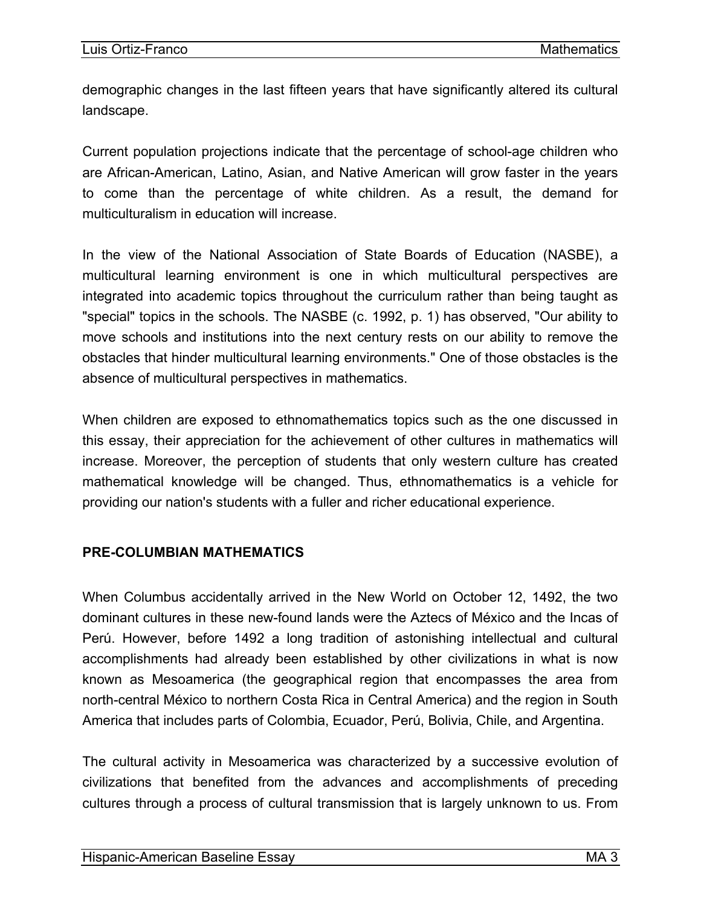demographic changes in the last fifteen years that have significantly altered its cultural landscape.

Current population projections indicate that the percentage of school-age children who are African-American, Latino, Asian, and Native American will grow faster in the years to come than the percentage of white children. As a result, the demand for multiculturalism in education will increase.

In the view of the National Association of State Boards of Education (NASBE), a multicultural learning environment is one in which multicultural perspectives are integrated into academic topics throughout the curriculum rather than being taught as "special" topics in the schools. The NASBE (c. 1992, p. 1) has observed, "Our ability to move schools and institutions into the next century rests on our ability to remove the obstacles that hinder multicultural learning environments." One of those obstacles is the absence of multicultural perspectives in mathematics.

When children are exposed to ethnomathematics topics such as the one discussed in this essay, their appreciation for the achievement of other cultures in mathematics will increase. Moreover, the perception of students that only western culture has created mathematical knowledge will be changed. Thus, ethnomathematics is a vehicle for providing our nation's students with a fuller and richer educational experience.

## PRE-COLUMBIAN MATHEMATICS

When Columbus accidentally arrived in the New World on October 12, 1492, the two dominant cultures in these new-found lands were the Aztecs of México and the Incas of Perú. However, before 1492 a long tradition of astonishing intellectual and cultural accomplishments had already been established by other civilizations in what is now known as Mesoamerica (the geographical region that encompasses the area from north-central México to northern Costa Rica in Central America) and the region in South America that includes parts of Colombia, Ecuador, Perú, Bolivia, Chile, and Argentina.

The cultural activity in Mesoamerica was characterized by a successive evolution of civilizations that benefited from the advances and accomplishments of preceding cultures through a process of cultural transmission that is largely unknown to us. From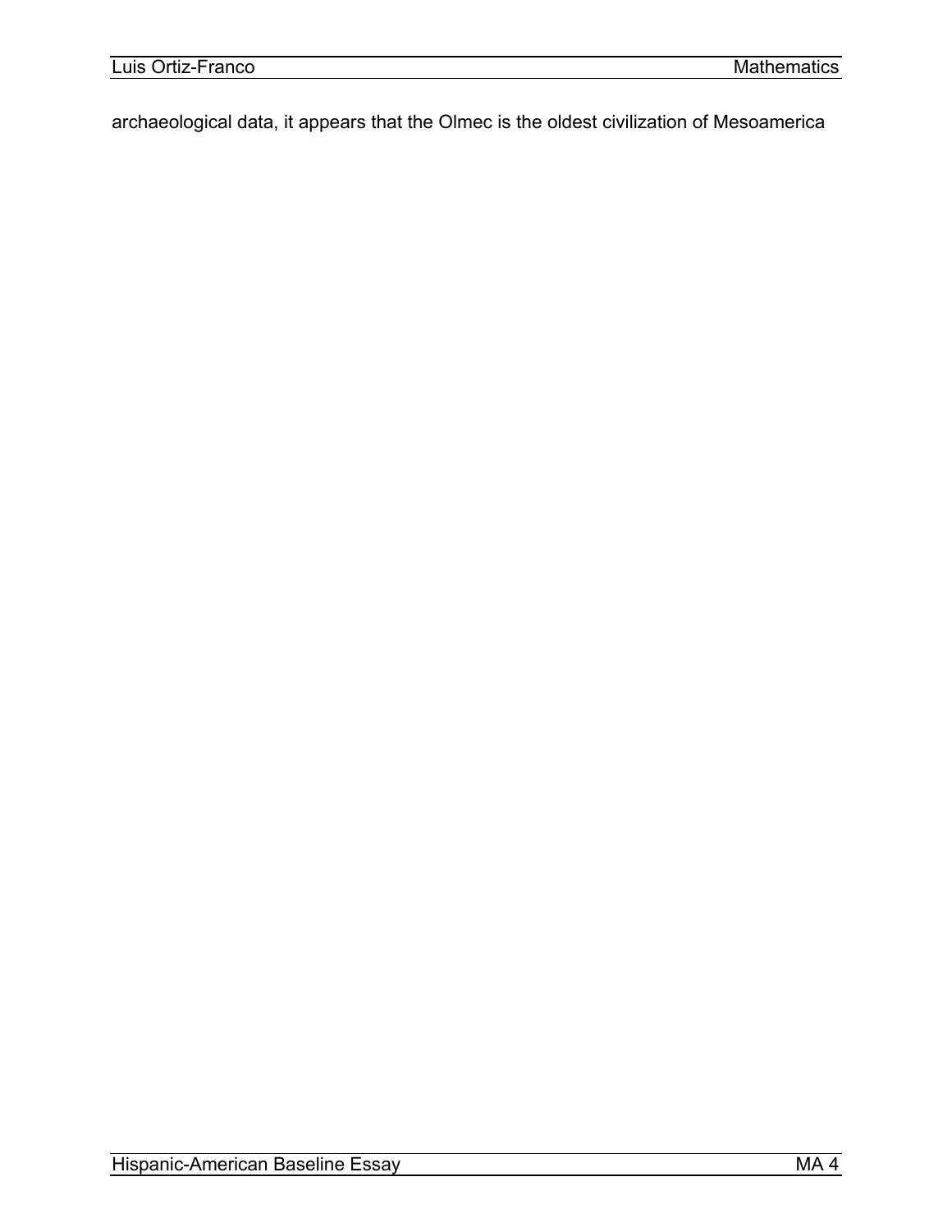archaeological data, it appears that the Olmec is the oldest civilization of Mesoamerica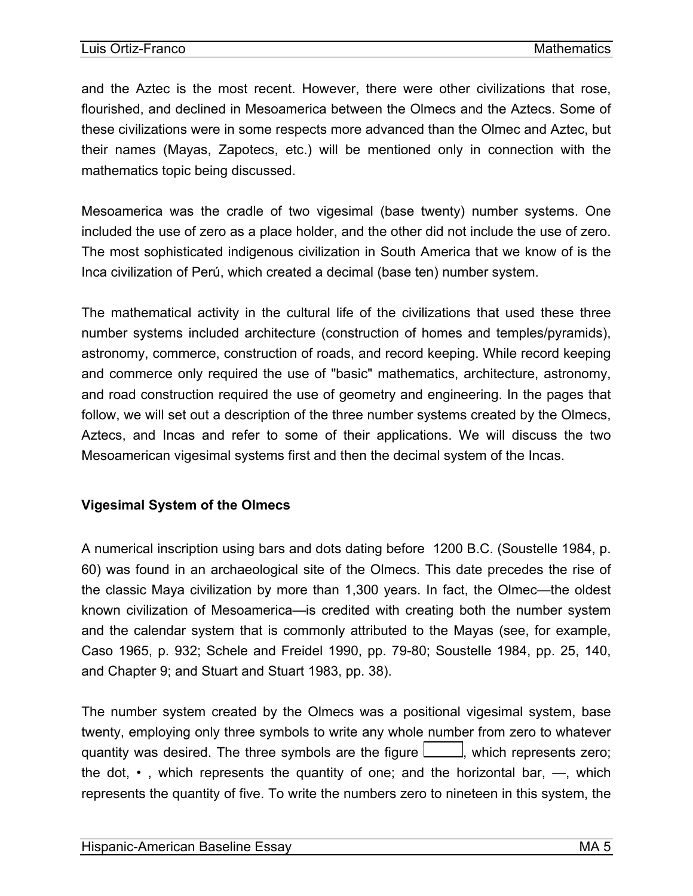and the Aztec is the most recent. However, there were other civilizations that rose, flourished, and declined in Mesoamerica between the Olmecs and the Aztecs. Some of these civilizations were in some respects more advanced than the Olmec and Aztec, but their names (Mayas, Zapotecs, etc.) will be mentioned only in connection with the mathematics topic being discussed.

Mesoamerica was the cradle of two vigesimal (base twenty) number systems. One included the use of zero as a place holder, and the other did not include the use of zero. The most sophisticated indigenous civilization in South America that we know of is the Inca civilization of Perú, which created a decimal (base ten) number system.

The mathematical activity in the cultural life of the civilizations that used these three number systems included architecture (construction of homes and temples/pyramids), astronomy, commerce, construction of roads, and record keeping. While record keeping and commerce only required the use of "basic" mathematics, architecture, astronomy, and road construction required the use of geometry and engineering. In the pages that follow, we will set out a description of the three number systems created by the Olmecs, Aztecs, and Incas and refer to some of their applications. We will discuss the two Mesoamerican vigesimal systems first and then the decimal system of the Incas.

**Vigesimal System of the Olmecs**

A numerical inscription using bars and dots dating before 1200 B.C. (Soustelle 1984, p. 60) was found in an archaeological site of the Olmecs. This date precedes the rise of the classic Maya civilization by more than 1,300 years. In fact, the Olmec—the oldest known civilization of Mesoamerica—is credited with creating both the number system and the calendar system that is commonly attributed to the Mayas (see, for example, Caso 1965, p. 932; Schele and Freidel 1990, pp. 79-80; Soustelle 1984, pp. 25, 140, and Chapter 9; and Stuart and Stuart 1983, pp. 38).

The number system created by the Olmecs was a positional vigesimal system, base twenty, employing only three symbols to write any whole number from zero to whatever quantity was desired. The three symbols are the figure ▭, which represents zero; the dot, • , which represents the quantity of one; and the horizontal bar, —, which represents the quantity of five. To write the numbers zero to nineteen in this system, the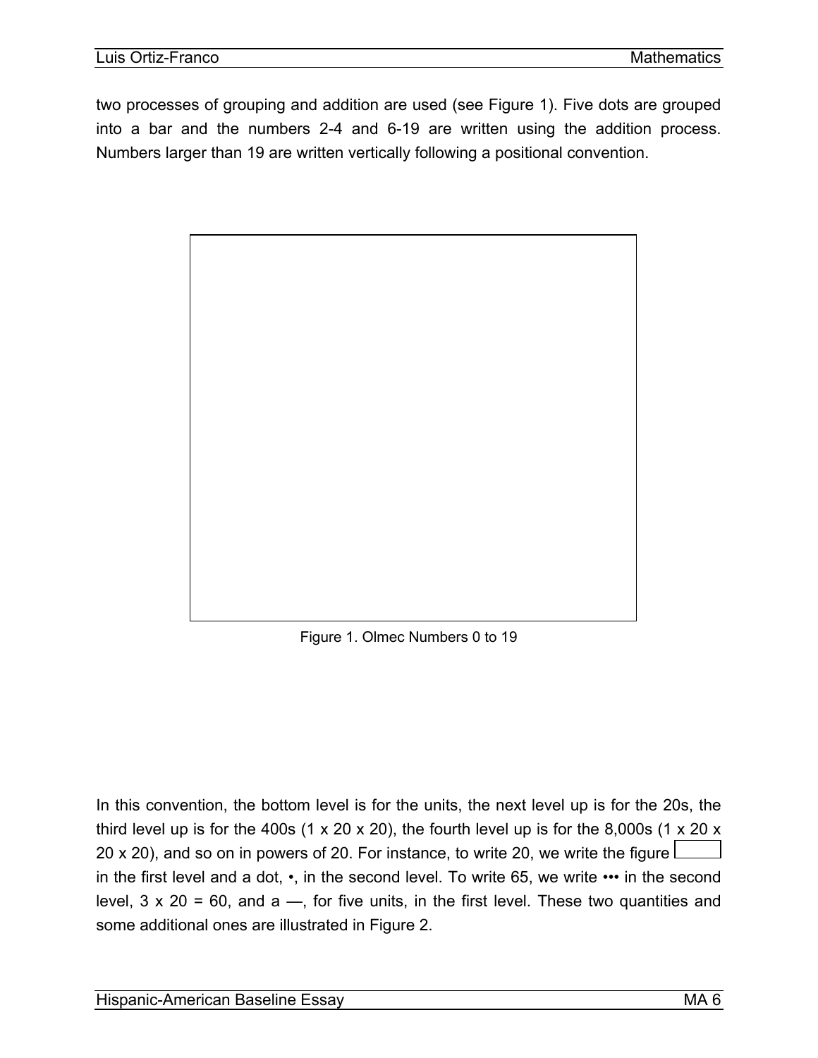two processes of grouping and addition are used (see Figure 1). Five dots are grouped into a bar and the numbers 2-4 and 6-19 are written using the addition process. Numbers larger than 19 are written vertically following a positional convention.

Figure 1. Olmec Numbers 0 to 19

In this convention, the bottom level is for the units, the next level up is for the 20s, the third level up is for the 400s (1 x 20 x 20), the fourth level up is for the 8,000s (1 x 20 x 20 x 20), and so on in powers of 20. For instance, to write 20, we write the figure in the first level and a dot, •, in the second level. To write 65, we write ••• in the second level, 3 x 20 = 60, and a —, for five units, in the first level. These two quantities and some additional ones are illustrated in Figure 2.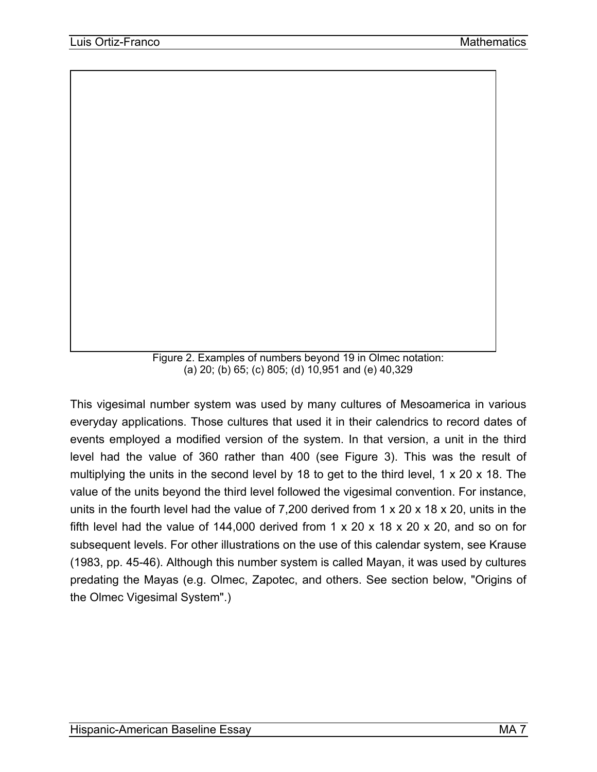Figure 2. Examples of numbers beyond 19 in Olmec notation:
(a) 20; (b) 65; (c) 805; (d) 10,951 and (e) 40,329

This vigesimal number system was used by many cultures of Mesoamerica in various everyday applications. Those cultures that used it in their calendrics to record dates of events employed a modified version of the system. In that version, a unit in the third level had the value of 360 rather than 400 (see Figure 3). This was the result of multiplying the units in the second level by 18 to get to the third level, 1 x 20 x 18. The value of the units beyond the third level followed the vigesimal convention. For instance, units in the fourth level had the value of 7,200 derived from 1 x 20 x 18 x 20, units in the fifth level had the value of 144,000 derived from 1 x 20 x 18 x 20 x 20, and so on for subsequent levels. For other illustrations on the use of this calendar system, see Krause (1983, pp. 45-46). Although this number system is called Mayan, it was used by cultures predating the Mayas (e.g. Olmec, Zapotec, and others. See section below, "Origins of the Olmec Vigesimal System".)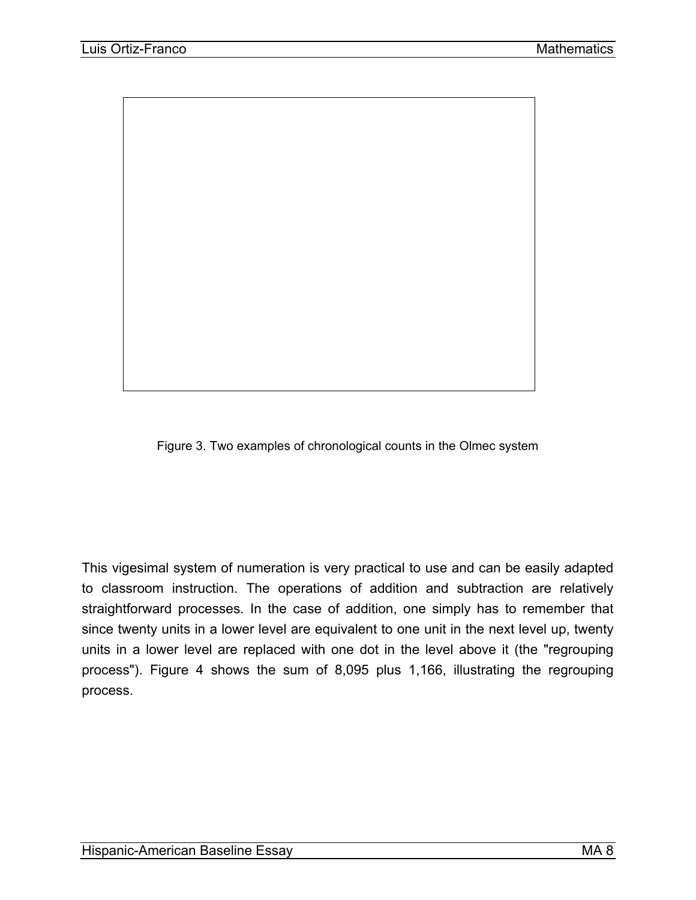Figure 3. Two examples of chronological counts in the Olmec system

This vigesimal system of numeration is very practical to use and can be easily adapted to classroom instruction. The operations of addition and subtraction are relatively straightforward processes. In the case of addition, one simply has to remember that since twenty units in a lower level are equivalent to one unit in the next level up, twenty units in a lower level are replaced with one dot in the level above it (the "regrouping process"). Figure 4 shows the sum of 8,095 plus 1,166, illustrating the regrouping process.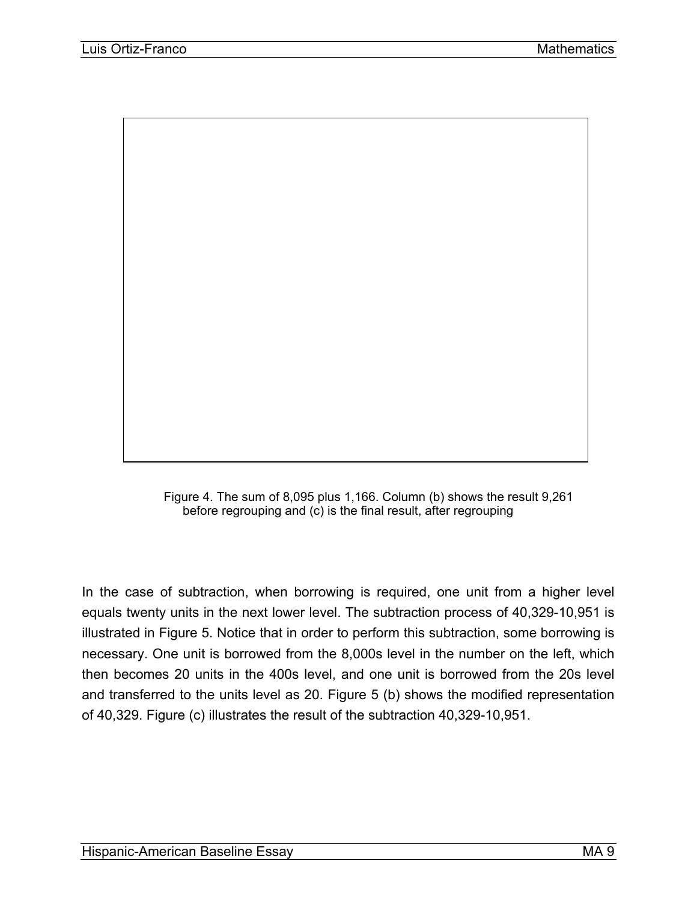Figure 4. The sum of 8,095 plus 1,166. Column (b) shows the result 9,261 before regrouping and (c) is the final result, after regrouping

In the case of subtraction, when borrowing is required, one unit from a higher level equals twenty units in the next lower level. The subtraction process of 40,329-10,951 is illustrated in Figure 5. Notice that in order to perform this subtraction, some borrowing is necessary. One unit is borrowed from the 8,000s level in the number on the left, which then becomes 20 units in the 400s level, and one unit is borrowed from the 20s level and transferred to the units level as 20. Figure 5 (b) shows the modified representation of 40,329. Figure (c) illustrates the result of the subtraction 40,329-10,951.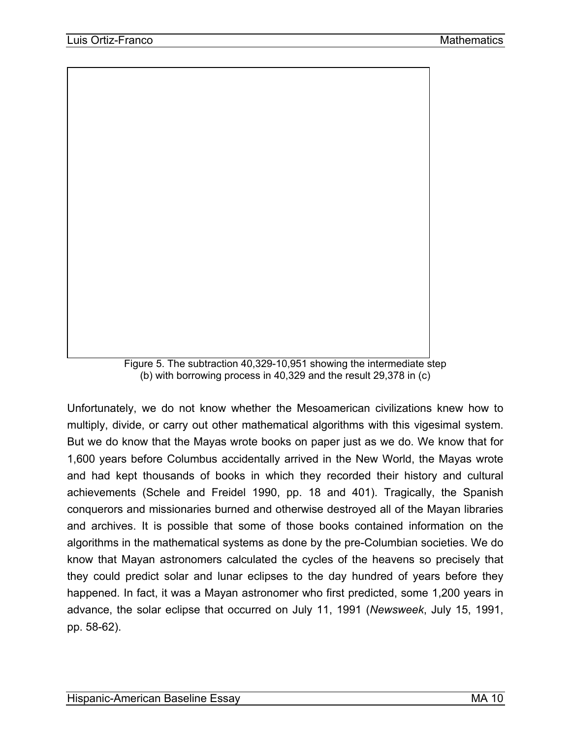Figure 5. The subtraction 40,329-10,951 showing the intermediate step (b) with borrowing process in 40,329 and the result 29,378 in (c)

Unfortunately, we do not know whether the Mesoamerican civilizations knew how to multiply, divide, or carry out other mathematical algorithms with this vigesimal system. But we do know that the Mayas wrote books on paper just as we do. We know that for 1,600 years before Columbus accidentally arrived in the New World, the Mayas wrote and had kept thousands of books in which they recorded their history and cultural achievements (Schele and Freidel 1990, pp. 18 and 401). Tragically, the Spanish conquerors and missionaries burned and otherwise destroyed all of the Mayan libraries and archives. It is possible that some of those books contained information on the algorithms in the mathematical systems as done by the pre-Columbian societies. We do know that Mayan astronomers calculated the cycles of the heavens so precisely that they could predict solar and lunar eclipses to the day hundred of years before they happened. In fact, it was a Mayan astronomer who first predicted, some 1,200 years in advance, the solar eclipse that occurred on July 11, 1991 (*Newsweek*, July 15, 1991, pp. 58-62).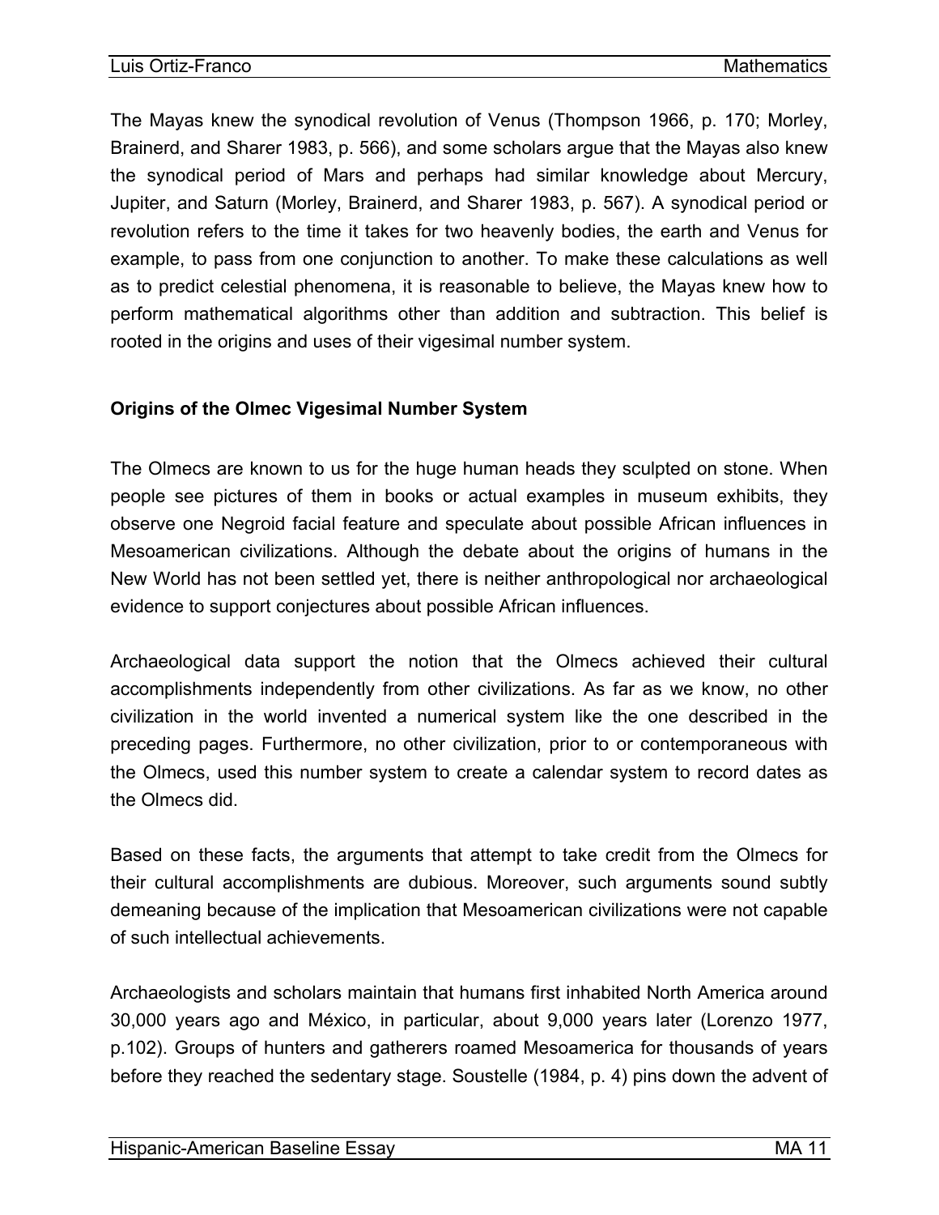The Mayas knew the synodical revolution of Venus (Thompson 1966, p. 170; Morley, Brainerd, and Sharer 1983, p. 566), and some scholars argue that the Mayas also knew the synodical period of Mars and perhaps had similar knowledge about Mercury, Jupiter, and Saturn (Morley, Brainerd, and Sharer 1983, p. 567). A synodical period or revolution refers to the time it takes for two heavenly bodies, the earth and Venus for example, to pass from one conjunction to another. To make these calculations as well as to predict celestial phenomena, it is reasonable to believe, the Mayas knew how to perform mathematical algorithms other than addition and subtraction. This belief is rooted in the origins and uses of their vigesimal number system.

### Origins of the Olmec Vigesimal Number System

The Olmecs are known to us for the huge human heads they sculpted on stone. When people see pictures of them in books or actual examples in museum exhibits, they observe one Negroid facial feature and speculate about possible African influences in Mesoamerican civilizations. Although the debate about the origins of humans in the New World has not been settled yet, there is neither anthropological nor archaeological evidence to support conjectures about possible African influences.

Archaeological data support the notion that the Olmecs achieved their cultural accomplishments independently from other civilizations. As far as we know, no other civilization in the world invented a numerical system like the one described in the preceding pages. Furthermore, no other civilization, prior to or contemporaneous with the Olmecs, used this number system to create a calendar system to record dates as the Olmecs did.

Based on these facts, the arguments that attempt to take credit from the Olmecs for their cultural accomplishments are dubious. Moreover, such arguments sound subtly demeaning because of the implication that Mesoamerican civilizations were not capable of such intellectual achievements.

Archaeologists and scholars maintain that humans first inhabited North America around 30,000 years ago and México, in particular, about 9,000 years later (Lorenzo 1977, p.102). Groups of hunters and gatherers roamed Mesoamerica for thousands of years before they reached the sedentary stage. Soustelle (1984, p. 4) pins down the advent of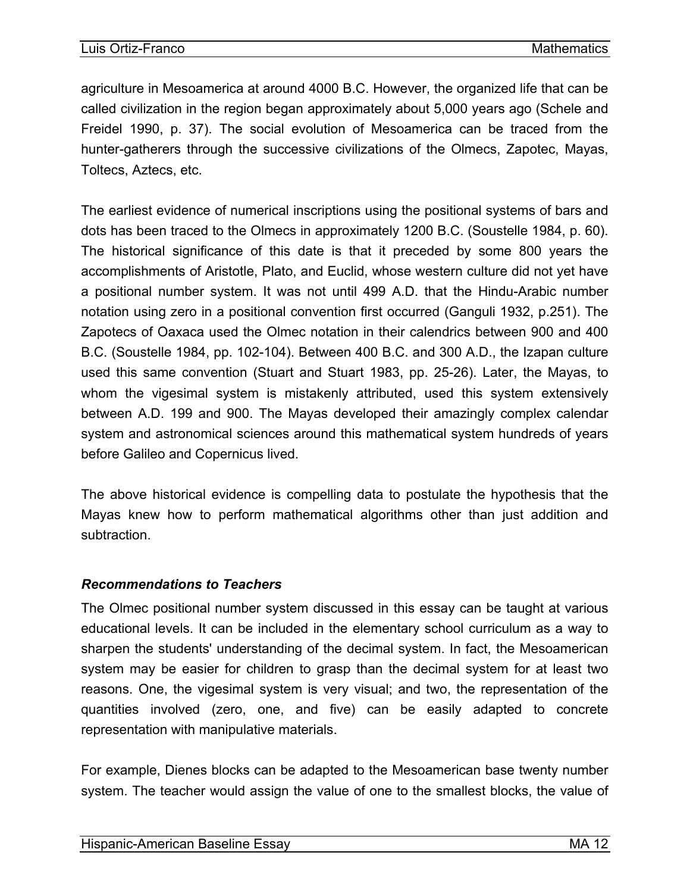agriculture in Mesoamerica at around 4000 B.C. However, the organized life that can be called civilization in the region began approximately about 5,000 years ago (Schele and Freidel 1990, p. 37). The social evolution of Mesoamerica can be traced from the hunter-gatherers through the successive civilizations of the Olmecs, Zapotec, Mayas, Toltecs, Aztecs, etc.

The earliest evidence of numerical inscriptions using the positional systems of bars and dots has been traced to the Olmecs in approximately 1200 B.C. (Soustelle 1984, p. 60). The historical significance of this date is that it preceded by some 800 years the accomplishments of Aristotle, Plato, and Euclid, whose western culture did not yet have a positional number system. It was not until 499 A.D. that the Hindu-Arabic number notation using zero in a positional convention first occurred (Ganguli 1932, p.251). The Zapotecs of Oaxaca used the Olmec notation in their calendrics between 900 and 400 B.C. (Soustelle 1984, pp. 102-104). Between 400 B.C. and 300 A.D., the Izapan culture used this same convention (Stuart and Stuart 1983, pp. 25-26). Later, the Mayas, to whom the vigesimal system is mistakenly attributed, used this system extensively between A.D. 199 and 900. The Mayas developed their amazingly complex calendar system and astronomical sciences around this mathematical system hundreds of years before Galileo and Copernicus lived.

The above historical evidence is compelling data to postulate the hypothesis that the Mayas knew how to perform mathematical algorithms other than just addition and subtraction.

### *Recommendations to Teachers*

The Olmec positional number system discussed in this essay can be taught at various educational levels. It can be included in the elementary school curriculum as a way to sharpen the students' understanding of the decimal system. In fact, the Mesoamerican system may be easier for children to grasp than the decimal system for at least two reasons. One, the vigesimal system is very visual; and two, the representation of the quantities involved (zero, one, and five) can be easily adapted to concrete representation with manipulative materials.

For example, Dienes blocks can be adapted to the Mesoamerican base twenty number system. The teacher would assign the value of one to the smallest blocks, the value of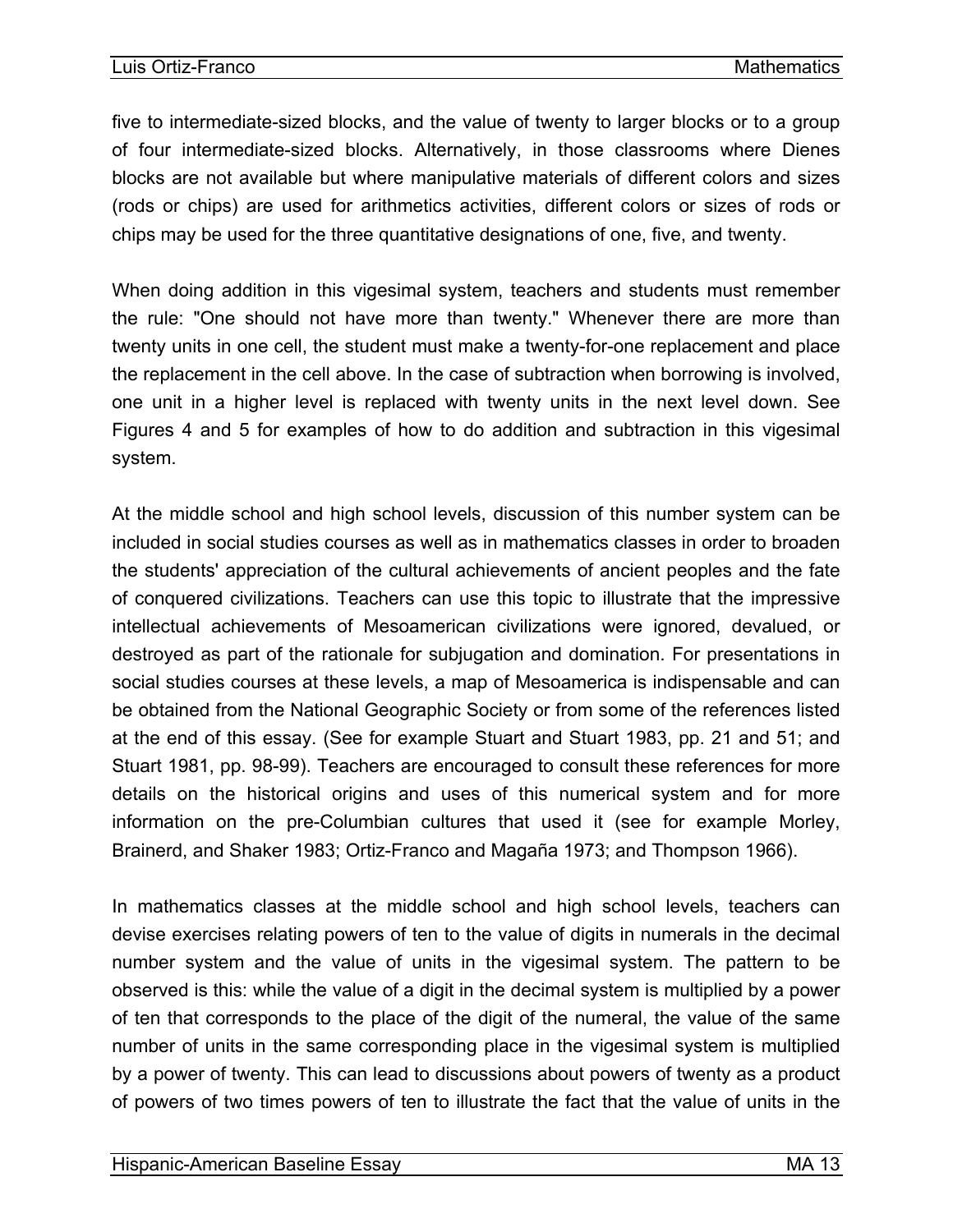five to intermediate-sized blocks, and the value of twenty to larger blocks or to a group of four intermediate-sized blocks. Alternatively, in those classrooms where Dienes blocks are not available but where manipulative materials of different colors and sizes (rods or chips) are used for arithmetics activities, different colors or sizes of rods or chips may be used for the three quantitative designations of one, five, and twenty.

When doing addition in this vigesimal system, teachers and students must remember the rule: "One should not have more than twenty." Whenever there are more than twenty units in one cell, the student must make a twenty-for-one replacement and place the replacement in the cell above. In the case of subtraction when borrowing is involved, one unit in a higher level is replaced with twenty units in the next level down. See Figures 4 and 5 for examples of how to do addition and subtraction in this vigesimal system.

At the middle school and high school levels, discussion of this number system can be included in social studies courses as well as in mathematics classes in order to broaden the students' appreciation of the cultural achievements of ancient peoples and the fate of conquered civilizations. Teachers can use this topic to illustrate that the impressive intellectual achievements of Mesoamerican civilizations were ignored, devalued, or destroyed as part of the rationale for subjugation and domination. For presentations in social studies courses at these levels, a map of Mesoamerica is indispensable and can be obtained from the National Geographic Society or from some of the references listed at the end of this essay. (See for example Stuart and Stuart 1983, pp. 21 and 51; and Stuart 1981, pp. 98-99). Teachers are encouraged to consult these references for more details on the historical origins and uses of this numerical system and for more information on the pre-Columbian cultures that used it (see for example Morley, Brainerd, and Shaker 1983; Ortiz-Franco and Magaña 1973; and Thompson 1966).

In mathematics classes at the middle school and high school levels, teachers can devise exercises relating powers of ten to the value of digits in numerals in the decimal number system and the value of units in the vigesimal system. The pattern to be observed is this: while the value of a digit in the decimal system is multiplied by a power of ten that corresponds to the place of the digit of the numeral, the value of the same number of units in the same corresponding place in the vigesimal system is multiplied by a power of twenty. This can lead to discussions about powers of twenty as a product of powers of two times powers of ten to illustrate the fact that the value of units in the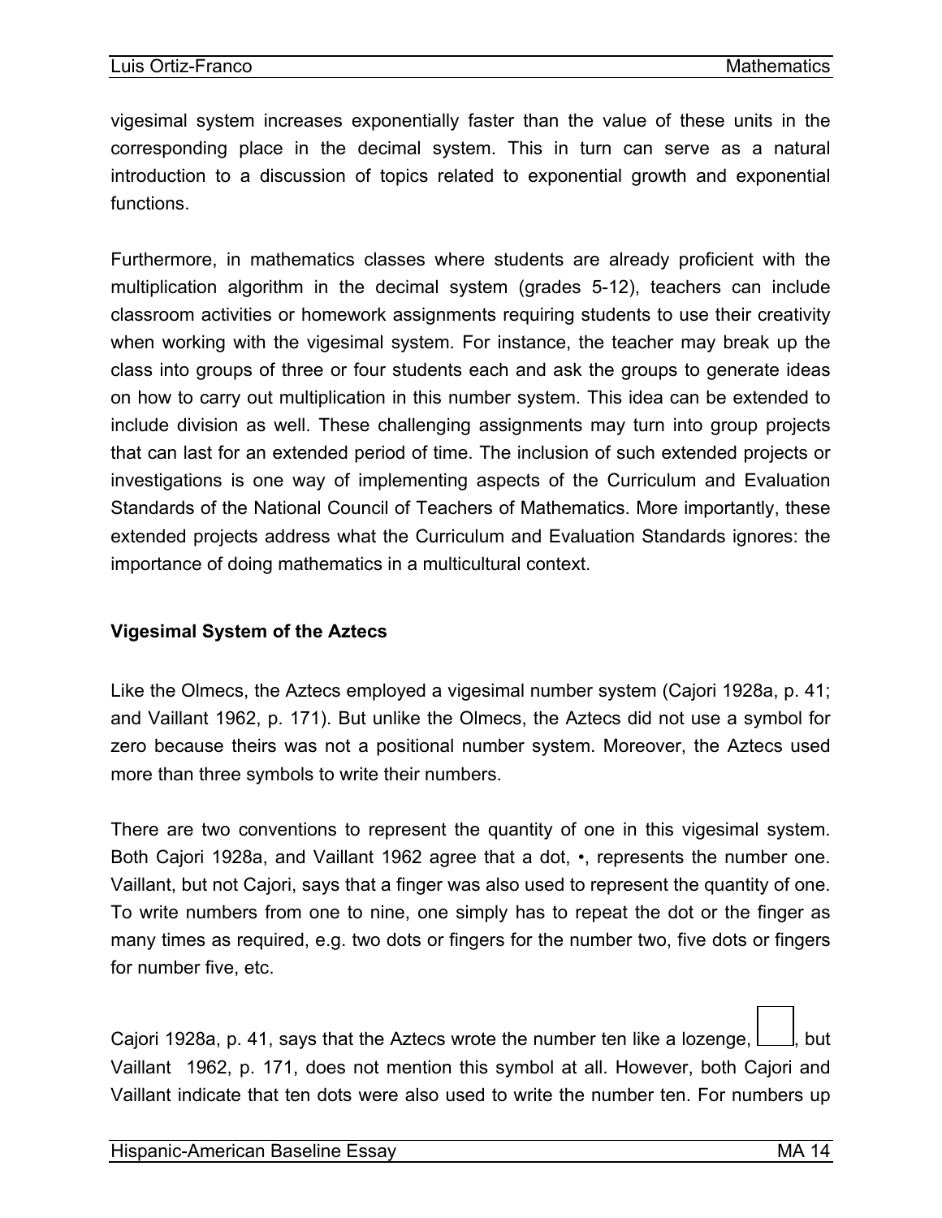vigesimal system increases exponentially faster than the value of these units in the corresponding place in the decimal system. This in turn can serve as a natural introduction to a discussion of topics related to exponential growth and exponential functions.

Furthermore, in mathematics classes where students are already proficient with the multiplication algorithm in the decimal system (grades 5-12), teachers can include classroom activities or homework assignments requiring students to use their creativity when working with the vigesimal system. For instance, the teacher may break up the class into groups of three or four students each and ask the groups to generate ideas on how to carry out multiplication in this number system. This idea can be extended to include division as well. These challenging assignments may turn into group projects that can last for an extended period of time. The inclusion of such extended projects or investigations is one way of implementing aspects of the Curriculum and Evaluation Standards of the National Council of Teachers of Mathematics. More importantly, these extended projects address what the Curriculum and Evaluation Standards ignores: the importance of doing mathematics in a multicultural context.

**Vigesimal System of the Aztecs**

Like the Olmecs, the Aztecs employed a vigesimal number system (Cajori 1928a, p. 41; and Vaillant 1962, p. 171). But unlike the Olmecs, the Aztecs did not use a symbol for zero because theirs was not a positional number system. Moreover, the Aztecs used more than three symbols to write their numbers.

There are two conventions to represent the quantity of one in this vigesimal system. Both Cajori 1928a, and Vaillant 1962 agree that a dot, •, represents the number one. Vaillant, but not Cajori, says that a finger was also used to represent the quantity of one. To write numbers from one to nine, one simply has to repeat the dot or the finger as many times as required, e.g. two dots or fingers for the number two, five dots or fingers for number five, etc.

Cajori 1928a, p. 41, says that the Aztecs wrote the number ten like a lozenge, □, but Vaillant 1962, p. 171, does not mention this symbol at all. However, both Cajori and Vaillant indicate that ten dots were also used to write the number ten. For numbers up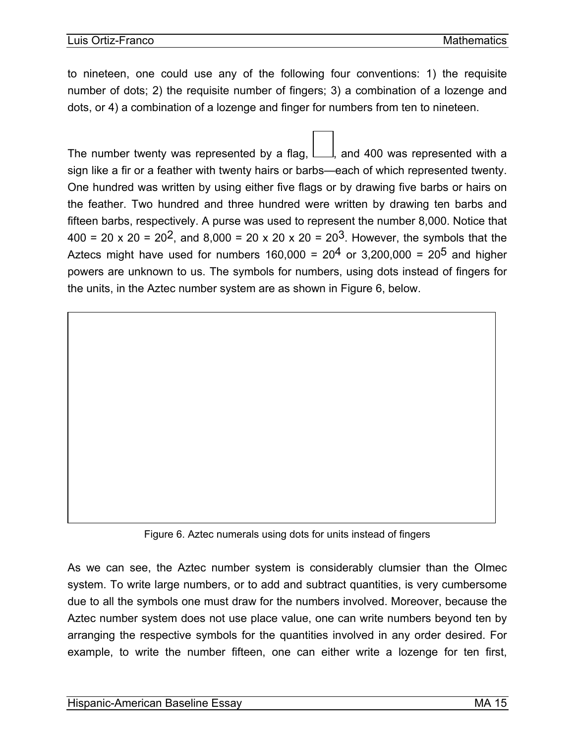to nineteen, one could use any of the following four conventions: 1) the requisite number of dots; 2) the requisite number of fingers; 3) a combination of a lozenge and dots, or 4) a combination of a lozenge and finger for numbers from ten to nineteen.

The number twenty was represented by a flag, ☐, and 400 was represented with a sign like a fir or a feather with twenty hairs or barbs—each of which represented twenty. One hundred was written by using either five flags or by drawing five barbs or hairs on the feather. Two hundred and three hundred were written by drawing ten barbs and fifteen barbs, respectively. A purse was used to represent the number 8,000. Notice that $400 = 20 \times 20 = 20^2$, and $8{,}000 = 20 \times 20 \times 20 = 20^3$. However, the symbols that the Aztecs might have used for numbers $160{,}000 = 20^4$ or $3{,}200{,}000 = 20^5$ and higher powers are unknown to us. The symbols for numbers, using dots instead of fingers for the units, in the Aztec number system are as shown in Figure 6, below.

Figure 6. Aztec numerals using dots for units instead of fingers

As we can see, the Aztec number system is considerably clumsier than the Olmec system. To write large numbers, or to add and subtract quantities, is very cumbersome due to all the symbols one must draw for the numbers involved. Moreover, because the Aztec number system does not use place value, one can write numbers beyond ten by arranging the respective symbols for the quantities involved in any order desired. For example, to write the number fifteen, one can either write a lozenge for ten first,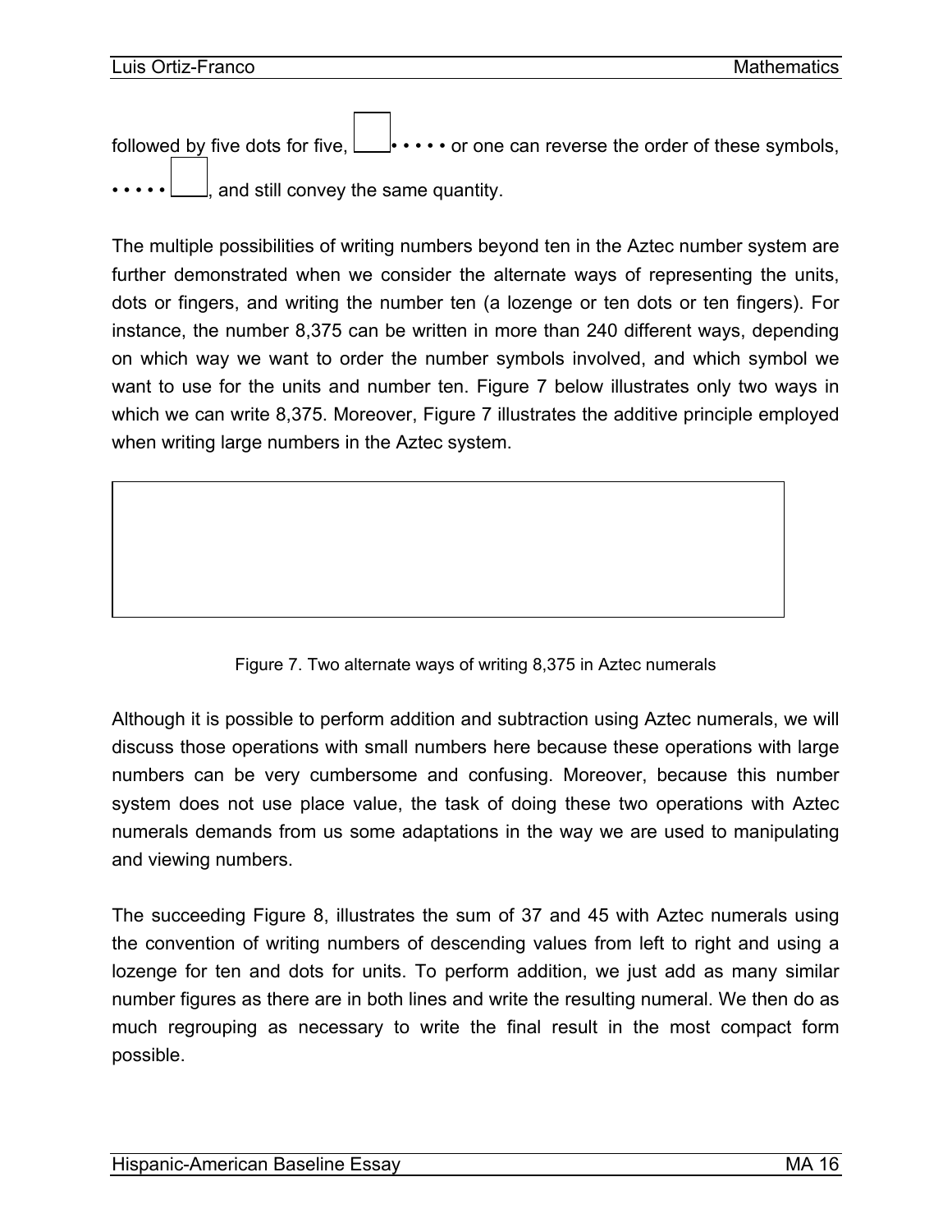followed by five dots for five, • • • • • or one can reverse the order of these symbols, • • • • • , and still convey the same quantity.

The multiple possibilities of writing numbers beyond ten in the Aztec number system are further demonstrated when we consider the alternate ways of representing the units, dots or fingers, and writing the number ten (a lozenge or ten dots or ten fingers). For instance, the number 8,375 can be written in more than 240 different ways, depending on which way we want to order the number symbols involved, and which symbol we want to use for the units and number ten. Figure 7 below illustrates only two ways in which we can write 8,375. Moreover, Figure 7 illustrates the additive principle employed when writing large numbers in the Aztec system.

Figure 7. Two alternate ways of writing 8,375 in Aztec numerals

Although it is possible to perform addition and subtraction using Aztec numerals, we will discuss those operations with small numbers here because these operations with large numbers can be very cumbersome and confusing. Moreover, because this number system does not use place value, the task of doing these two operations with Aztec numerals demands from us some adaptations in the way we are used to manipulating and viewing numbers.

The succeeding Figure 8, illustrates the sum of 37 and 45 with Aztec numerals using the convention of writing numbers of descending values from left to right and using a lozenge for ten and dots for units. To perform addition, we just add as many similar number figures as there are in both lines and write the resulting numeral. We then do as much regrouping as necessary to write the final result in the most compact form possible.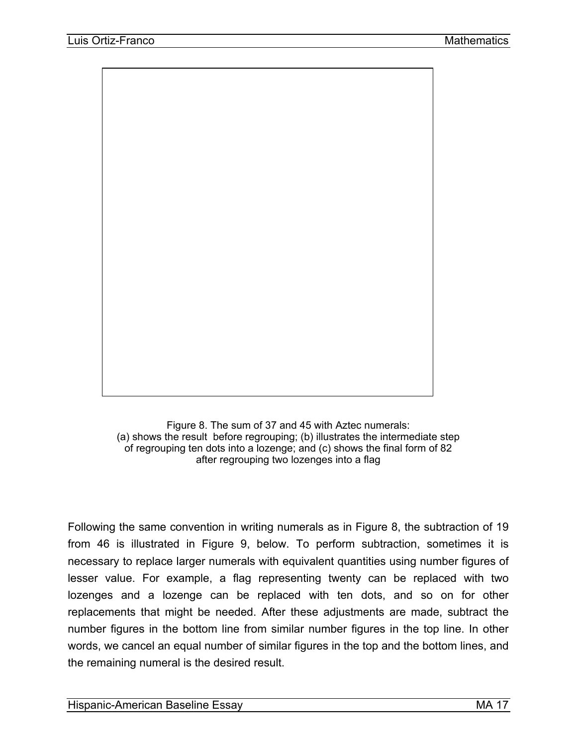Figure 8. The sum of 37 and 45 with Aztec numerals:
(a) shows the result before regrouping; (b) illustrates the intermediate step of regrouping ten dots into a lozenge; and (c) shows the final form of 82 after regrouping two lozenges into a flag

Following the same convention in writing numerals as in Figure 8, the subtraction of 19 from 46 is illustrated in Figure 9, below. To perform subtraction, sometimes it is necessary to replace larger numerals with equivalent quantities using number figures of lesser value. For example, a flag representing twenty can be replaced with two lozenges and a lozenge can be replaced with ten dots, and so on for other replacements that might be needed. After these adjustments are made, subtract the number figures in the bottom line from similar number figures in the top line. In other words, we cancel an equal number of similar figures in the top and the bottom lines, and the remaining numeral is the desired result.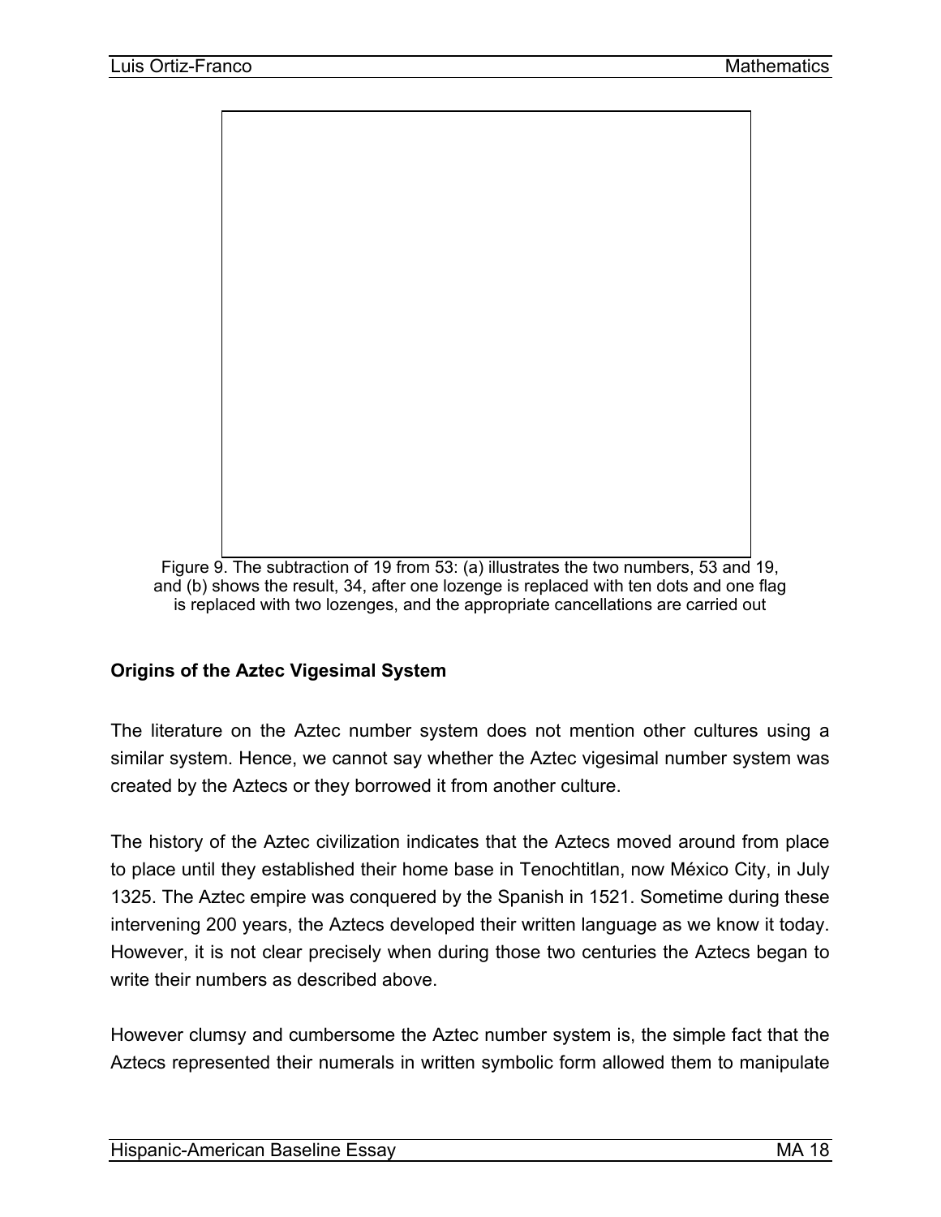Figure 9. The subtraction of 19 from 53: (a) illustrates the two numbers, 53 and 19, and (b) shows the result, 34, after one lozenge is replaced with ten dots and one flag is replaced with two lozenges, and the appropriate cancellations are carried out

### Origins of the Aztec Vigesimal System

The literature on the Aztec number system does not mention other cultures using a similar system. Hence, we cannot say whether the Aztec vigesimal number system was created by the Aztecs or they borrowed it from another culture.

The history of the Aztec civilization indicates that the Aztecs moved around from place to place until they established their home base in Tenochtitlan, now México City, in July 1325. The Aztec empire was conquered by the Spanish in 1521. Sometime during these intervening 200 years, the Aztecs developed their written language as we know it today. However, it is not clear precisely when during those two centuries the Aztecs began to write their numbers as described above.

However clumsy and cumbersome the Aztec number system is, the simple fact that the Aztecs represented their numerals in written symbolic form allowed them to manipulate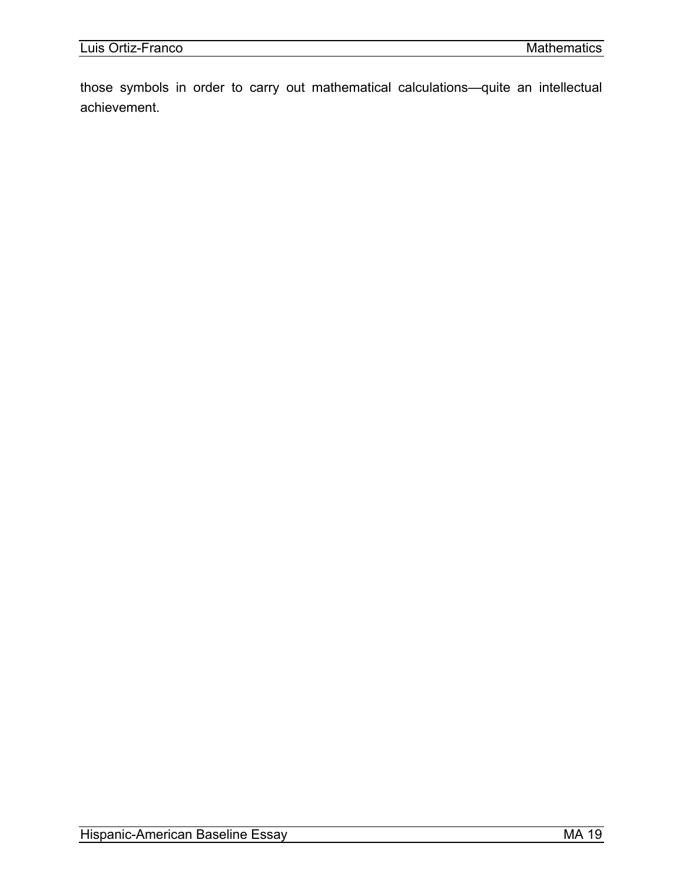those symbols in order to carry out mathematical calculations—quite an intellectual achievement.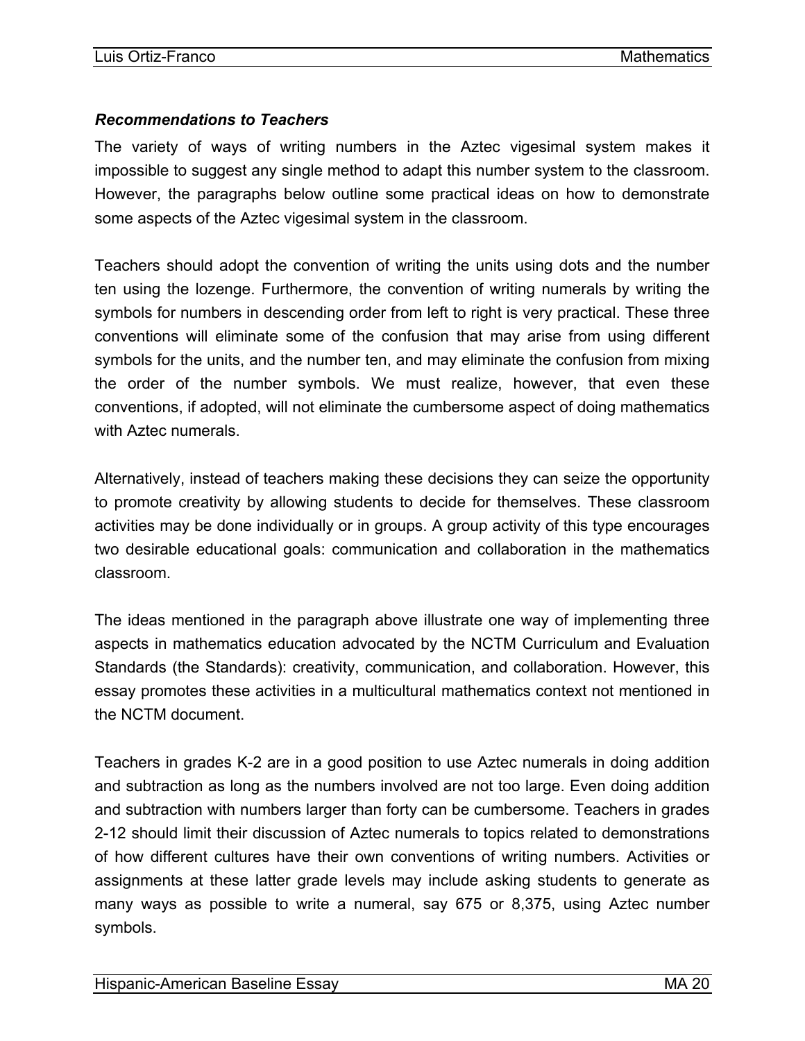### *Recommendations to Teachers*

The variety of ways of writing numbers in the Aztec vigesimal system makes it impossible to suggest any single method to adapt this number system to the classroom. However, the paragraphs below outline some practical ideas on how to demonstrate some aspects of the Aztec vigesimal system in the classroom.

Teachers should adopt the convention of writing the units using dots and the number ten using the lozenge. Furthermore, the convention of writing numerals by writing the symbols for numbers in descending order from left to right is very practical. These three conventions will eliminate some of the confusion that may arise from using different symbols for the units, and the number ten, and may eliminate the confusion from mixing the order of the number symbols. We must realize, however, that even these conventions, if adopted, will not eliminate the cumbersome aspect of doing mathematics with Aztec numerals.

Alternatively, instead of teachers making these decisions they can seize the opportunity to promote creativity by allowing students to decide for themselves. These classroom activities may be done individually or in groups. A group activity of this type encourages two desirable educational goals: communication and collaboration in the mathematics classroom.

The ideas mentioned in the paragraph above illustrate one way of implementing three aspects in mathematics education advocated by the NCTM Curriculum and Evaluation Standards (the Standards): creativity, communication, and collaboration. However, this essay promotes these activities in a multicultural mathematics context not mentioned in the NCTM document.

Teachers in grades K-2 are in a good position to use Aztec numerals in doing addition and subtraction as long as the numbers involved are not too large. Even doing addition and subtraction with numbers larger than forty can be cumbersome. Teachers in grades 2-12 should limit their discussion of Aztec numerals to topics related to demonstrations of how different cultures have their own conventions of writing numbers. Activities or assignments at these latter grade levels may include asking students to generate as many ways as possible to write a numeral, say 675 or 8,375, using Aztec number symbols.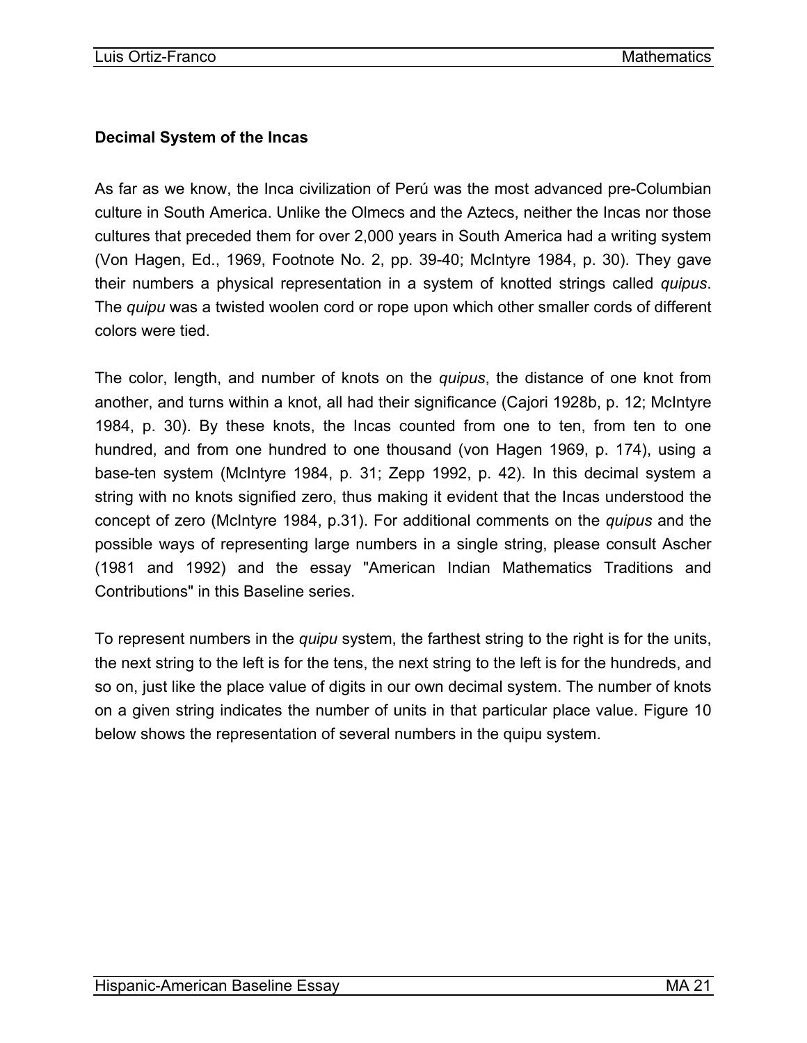### Decimal System of the Incas

As far as we know, the Inca civilization of Perú was the most advanced pre-Columbian culture in South America. Unlike the Olmecs and the Aztecs, neither the Incas nor those cultures that preceded them for over 2,000 years in South America had a writing system (Von Hagen, Ed., 1969, Footnote No. 2, pp. 39-40; McIntyre 1984, p. 30). They gave their numbers a physical representation in a system of knotted strings called *quipus*. The *quipu* was a twisted woolen cord or rope upon which other smaller cords of different colors were tied.

The color, length, and number of knots on the *quipus*, the distance of one knot from another, and turns within a knot, all had their significance (Cajori 1928b, p. 12; McIntyre 1984, p. 30). By these knots, the Incas counted from one to ten, from ten to one hundred, and from one hundred to one thousand (von Hagen 1969, p. 174), using a base-ten system (McIntyre 1984, p. 31; Zepp 1992, p. 42). In this decimal system a string with no knots signified zero, thus making it evident that the Incas understood the concept of zero (McIntyre 1984, p.31). For additional comments on the *quipus* and the possible ways of representing large numbers in a single string, please consult Ascher (1981 and 1992) and the essay "American Indian Mathematics Traditions and Contributions" in this Baseline series.

To represent numbers in the *quipu* system, the farthest string to the right is for the units, the next string to the left is for the tens, the next string to the left is for the hundreds, and so on, just like the place value of digits in our own decimal system. The number of knots on a given string indicates the number of units in that particular place value. Figure 10 below shows the representation of several numbers in the quipu system.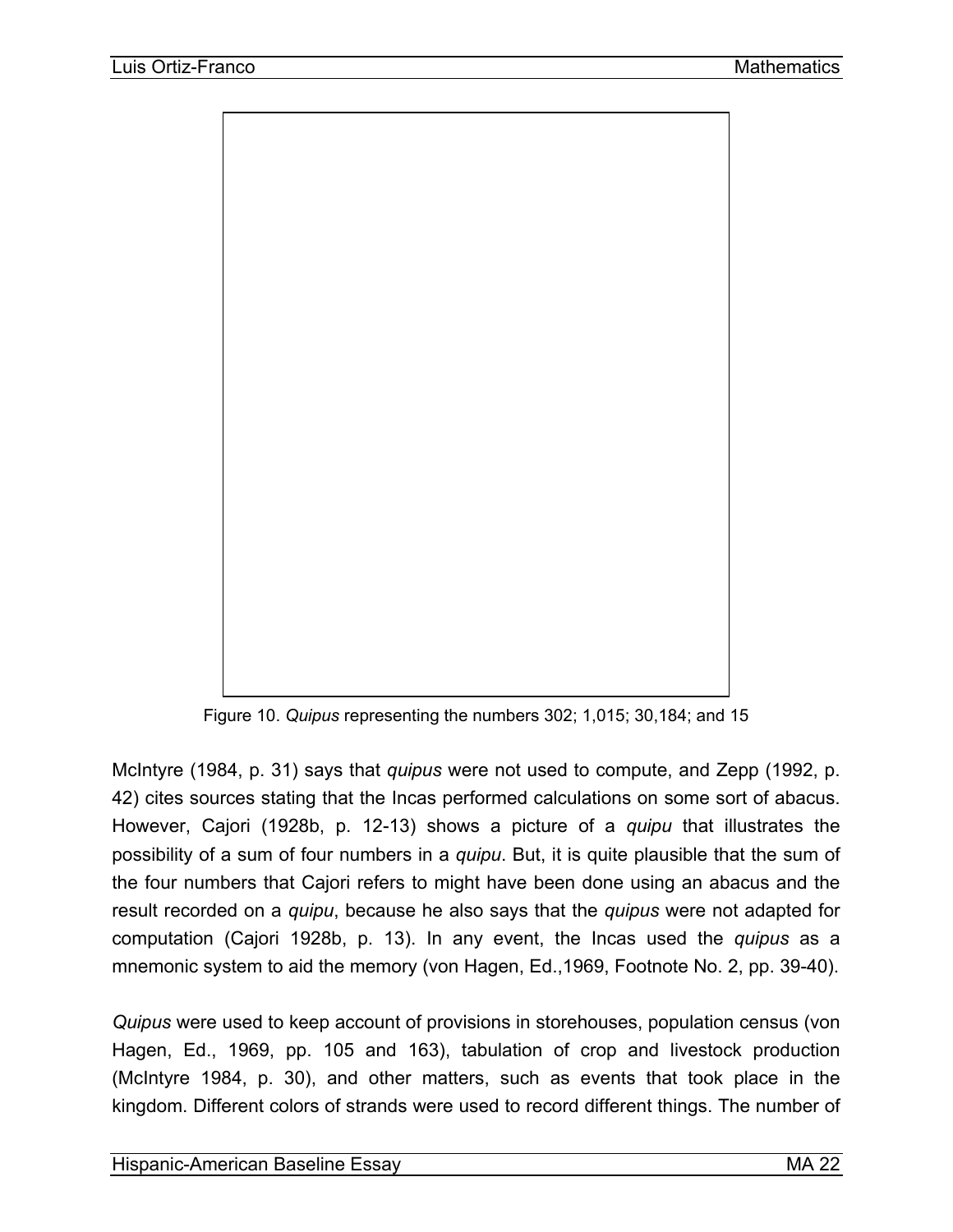Figure 10. *Quipus* representing the numbers 302; 1,015; 30,184; and 15

McIntyre (1984, p. 31) says that *quipus* were not used to compute, and Zepp (1992, p. 42) cites sources stating that the Incas performed calculations on some sort of abacus. However, Cajori (1928b, p. 12-13) shows a picture of a *quipu* that illustrates the possibility of a sum of four numbers in a *quipu*. But, it is quite plausible that the sum of the four numbers that Cajori refers to might have been done using an abacus and the result recorded on a *quipu*, because he also says that the *quipus* were not adapted for computation (Cajori 1928b, p. 13). In any event, the Incas used the *quipus* as a mnemonic system to aid the memory (von Hagen, Ed.,1969, Footnote No. 2, pp. 39-40).

*Quipus* were used to keep account of provisions in storehouses, population census (von Hagen, Ed., 1969, pp. 105 and 163), tabulation of crop and livestock production (McIntyre 1984, p. 30), and other matters, such as events that took place in the kingdom. Different colors of strands were used to record different things. The number of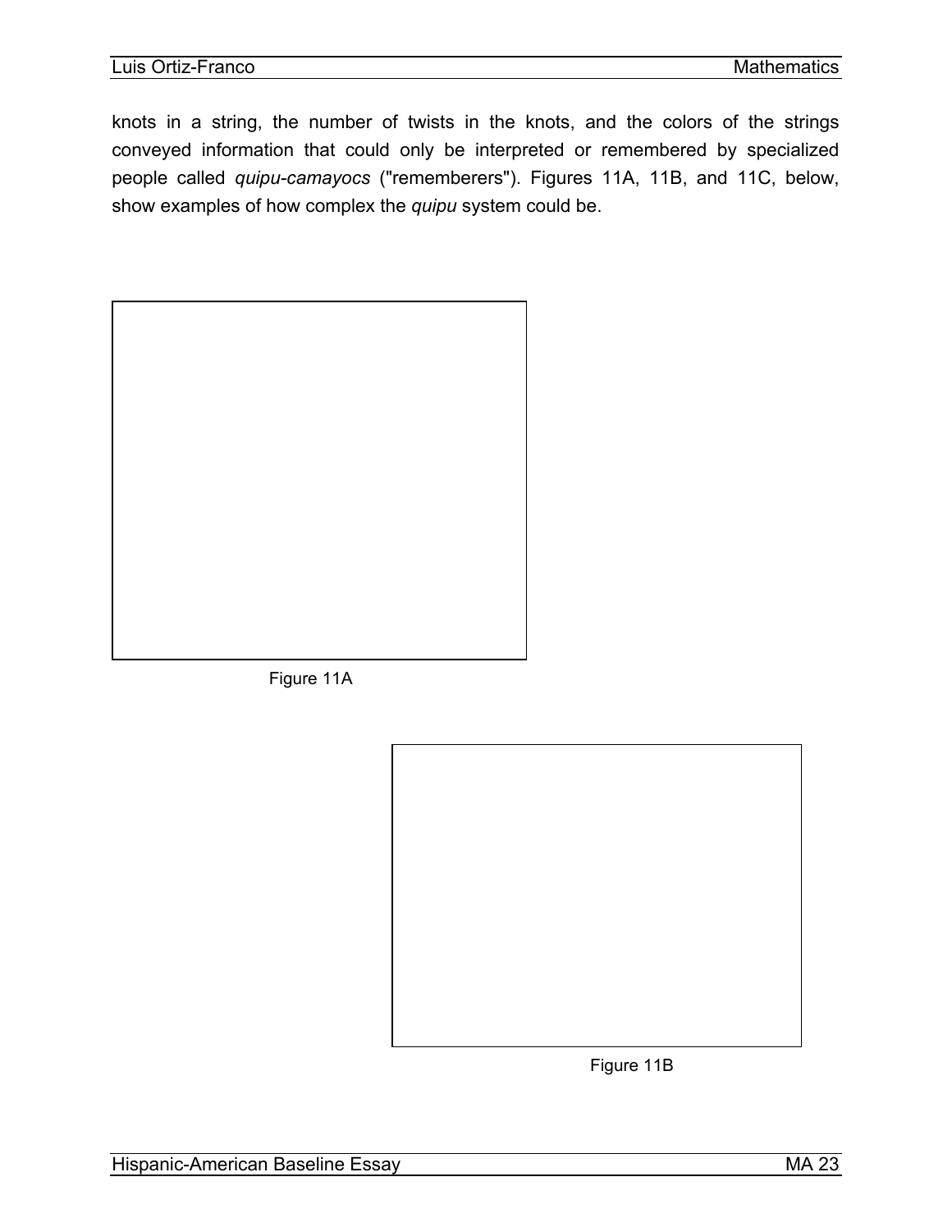knots in a string, the number of twists in the knots, and the colors of the strings conveyed information that could only be interpreted or remembered by specialized people called *quipu-camayocs* ("rememberers"). Figures 11A, 11B, and 11C, below, show examples of how complex the *quipu* system could be.

Figure 11A

Figure 11B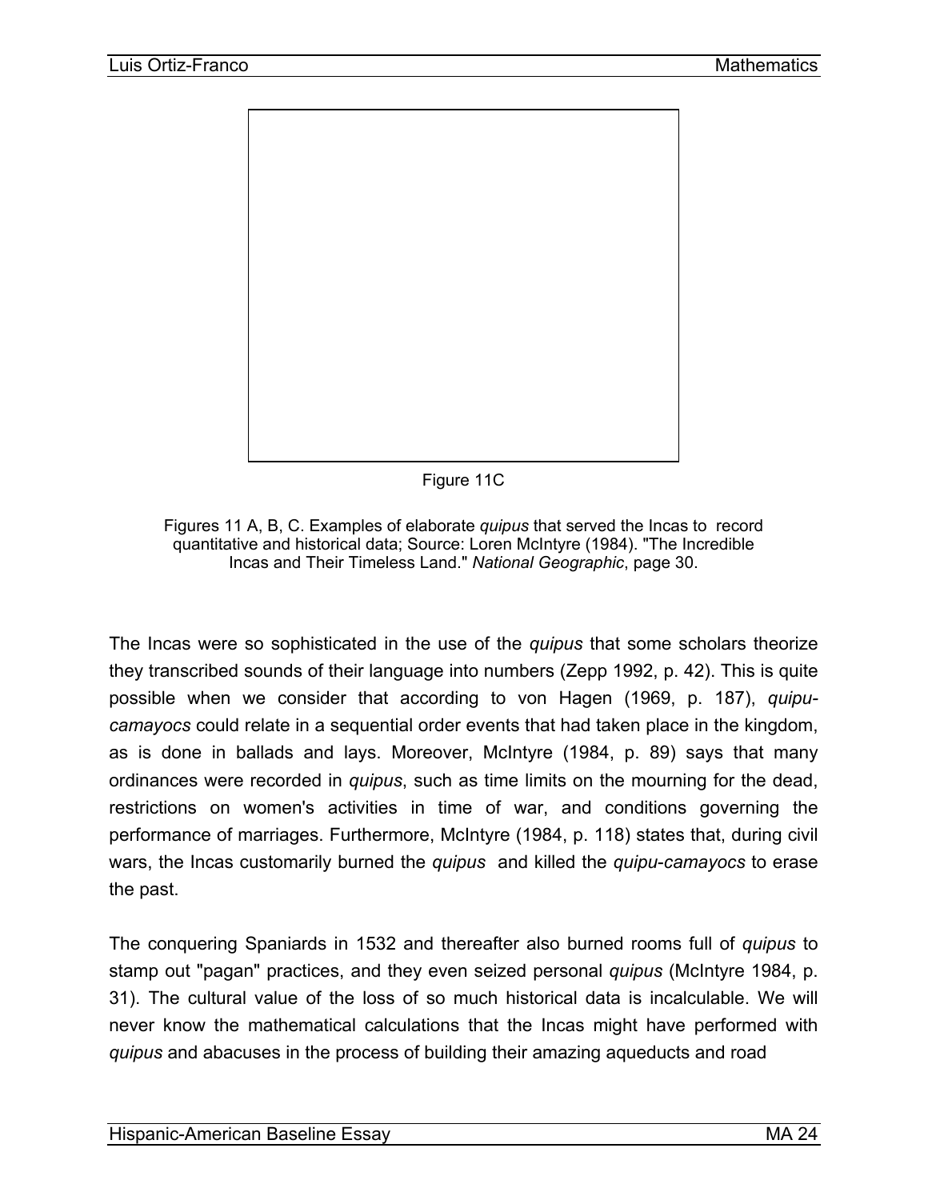Figure 11C

Figures 11 A, B, C. Examples of elaborate *quipus* that served the Incas to record quantitative and historical data; Source: Loren McIntyre (1984). "The Incredible Incas and Their Timeless Land." *National Geographic*, page 30.

The Incas were so sophisticated in the use of the *quipus* that some scholars theorize they transcribed sounds of their language into numbers (Zepp 1992, p. 42). This is quite possible when we consider that according to von Hagen (1969, p. 187), *quipu-camayocs* could relate in a sequential order events that had taken place in the kingdom, as is done in ballads and lays. Moreover, McIntyre (1984, p. 89) says that many ordinances were recorded in *quipus*, such as time limits on the mourning for the dead, restrictions on women's activities in time of war, and conditions governing the performance of marriages. Furthermore, McIntyre (1984, p. 118) states that, during civil wars, the Incas customarily burned the *quipus* and killed the *quipu-camayocs* to erase the past.

The conquering Spaniards in 1532 and thereafter also burned rooms full of *quipus* to stamp out "pagan" practices, and they even seized personal *quipus* (McIntyre 1984, p. 31). The cultural value of the loss of so much historical data is incalculable. We will never know the mathematical calculations that the Incas might have performed with *quipus* and abacuses in the process of building their amazing aqueducts and road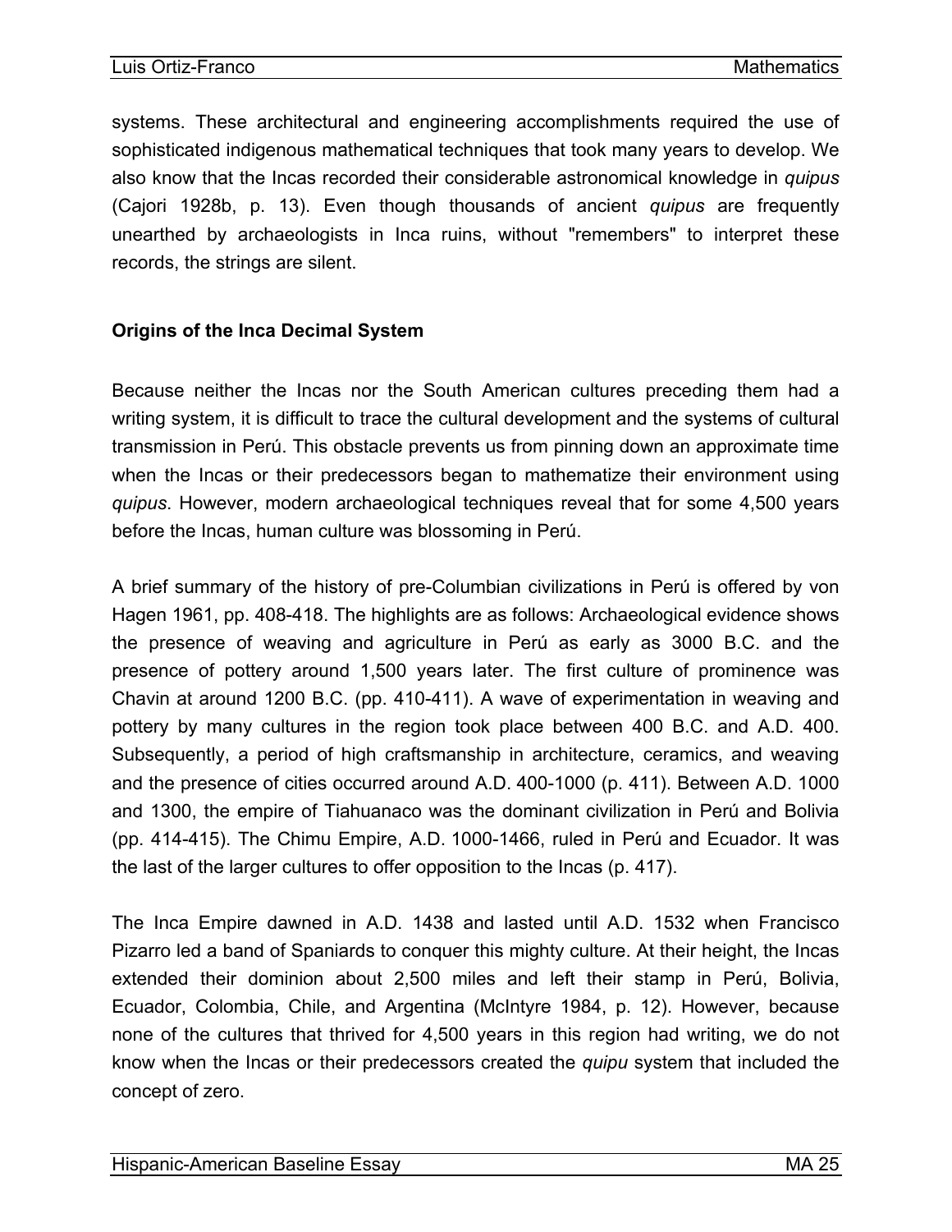systems. These architectural and engineering accomplishments required the use of sophisticated indigenous mathematical techniques that took many years to develop. We also know that the Incas recorded their considerable astronomical knowledge in *quipus* (Cajori 1928b, p. 13). Even though thousands of ancient *quipus* are frequently unearthed by archaeologists in Inca ruins, without "remembers" to interpret these records, the strings are silent.

### Origins of the Inca Decimal System

Because neither the Incas nor the South American cultures preceding them had a writing system, it is difficult to trace the cultural development and the systems of cultural transmission in Perú. This obstacle prevents us from pinning down an approximate time when the Incas or their predecessors began to mathematize their environment using *quipus*. However, modern archaeological techniques reveal that for some 4,500 years before the Incas, human culture was blossoming in Perú.

A brief summary of the history of pre-Columbian civilizations in Perú is offered by von Hagen 1961, pp. 408-418. The highlights are as follows: Archaeological evidence shows the presence of weaving and agriculture in Perú as early as 3000 B.C. and the presence of pottery around 1,500 years later. The first culture of prominence was Chavin at around 1200 B.C. (pp. 410-411). A wave of experimentation in weaving and pottery by many cultures in the region took place between 400 B.C. and A.D. 400. Subsequently, a period of high craftsmanship in architecture, ceramics, and weaving and the presence of cities occurred around A.D. 400-1000 (p. 411). Between A.D. 1000 and 1300, the empire of Tiahuanaco was the dominant civilization in Perú and Bolivia (pp. 414-415). The Chimu Empire, A.D. 1000-1466, ruled in Perú and Ecuador. It was the last of the larger cultures to offer opposition to the Incas (p. 417).

The Inca Empire dawned in A.D. 1438 and lasted until A.D. 1532 when Francisco Pizarro led a band of Spaniards to conquer this mighty culture. At their height, the Incas extended their dominion about 2,500 miles and left their stamp in Perú, Bolivia, Ecuador, Colombia, Chile, and Argentina (McIntyre 1984, p. 12). However, because none of the cultures that thrived for 4,500 years in this region had writing, we do not know when the Incas or their predecessors created the *quipu* system that included the concept of zero.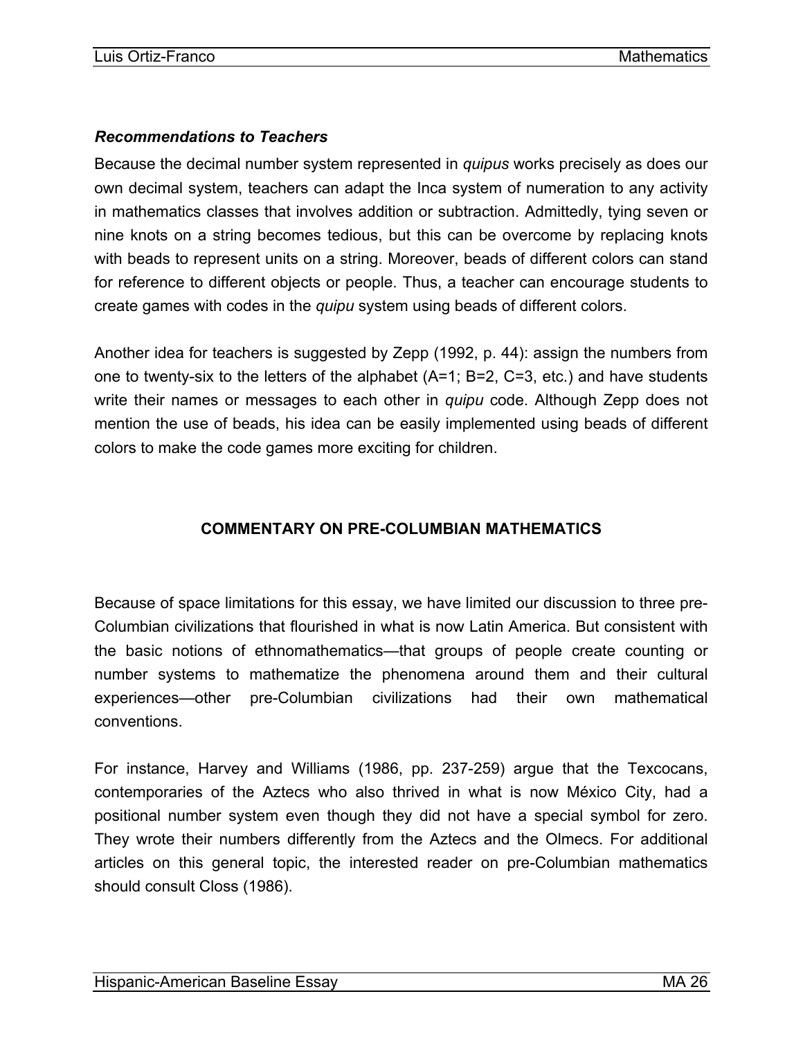### *Recommendations to Teachers*

Because the decimal number system represented in *quipus* works precisely as does our own decimal system, teachers can adapt the Inca system of numeration to any activity in mathematics classes that involves addition or subtraction. Admittedly, tying seven or nine knots on a string becomes tedious, but this can be overcome by replacing knots with beads to represent units on a string. Moreover, beads of different colors can stand for reference to different objects or people. Thus, a teacher can encourage students to create games with codes in the *quipu* system using beads of different colors.

Another idea for teachers is suggested by Zepp (1992, p. 44): assign the numbers from one to twenty-six to the letters of the alphabet (A=1; B=2, C=3, etc.) and have students write their names or messages to each other in *quipu* code. Although Zepp does not mention the use of beads, his idea can be easily implemented using beads of different colors to make the code games more exciting for children.

## COMMENTARY ON PRE-COLUMBIAN MATHEMATICS

Because of space limitations for this essay, we have limited our discussion to three pre-Columbian civilizations that flourished in what is now Latin America. But consistent with the basic notions of ethnomathematics—that groups of people create counting or number systems to mathematize the phenomena around them and their cultural experiences—other pre-Columbian civilizations had their own mathematical conventions.

For instance, Harvey and Williams (1986, pp. 237-259) argue that the Texcocans, contemporaries of the Aztecs who also thrived in what is now México City, had a positional number system even though they did not have a special symbol for zero. They wrote their numbers differently from the Aztecs and the Olmecs. For additional articles on this general topic, the interested reader on pre-Columbian mathematics should consult Closs (1986).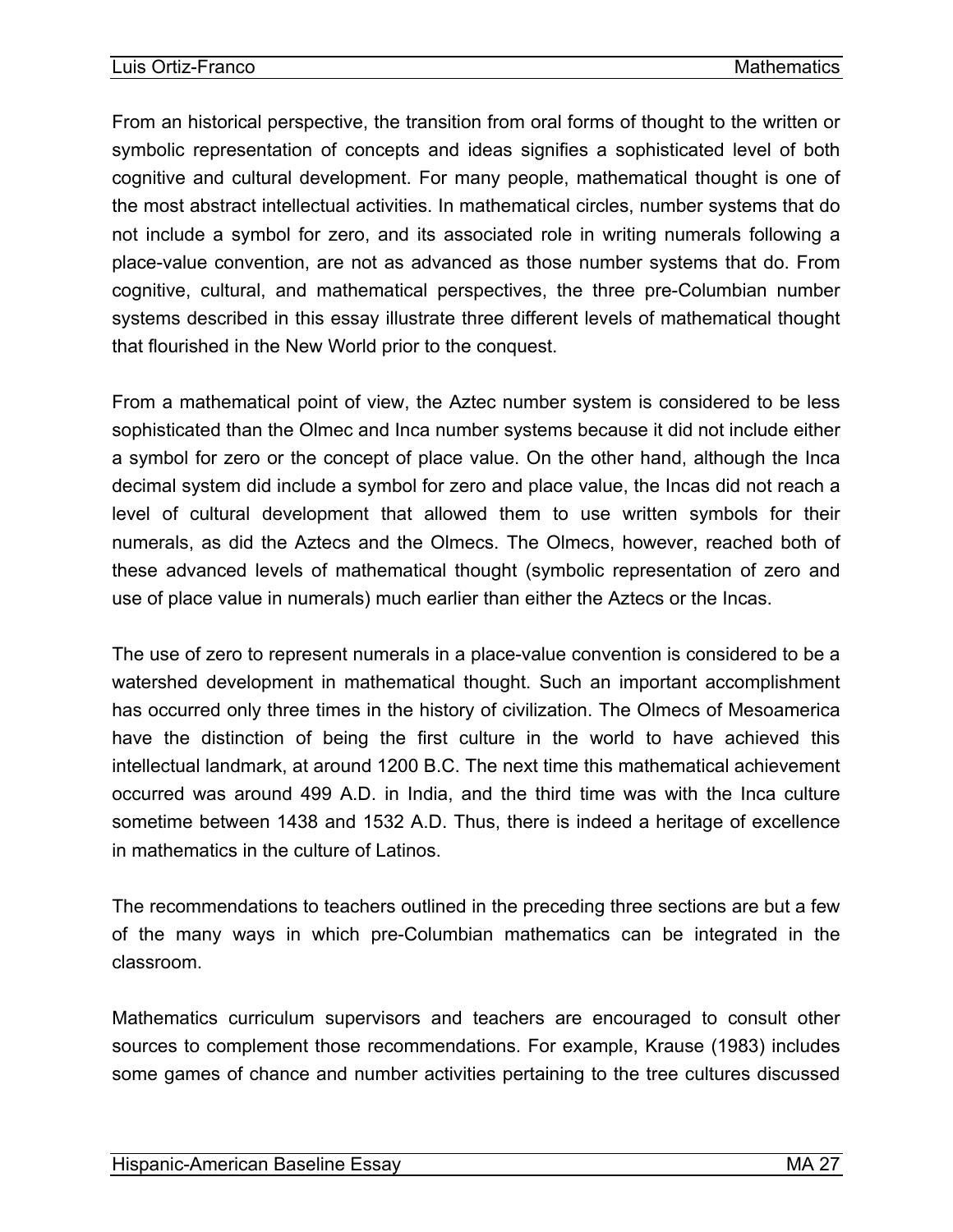From an historical perspective, the transition from oral forms of thought to the written or symbolic representation of concepts and ideas signifies a sophisticated level of both cognitive and cultural development. For many people, mathematical thought is one of the most abstract intellectual activities. In mathematical circles, number systems that do not include a symbol for zero, and its associated role in writing numerals following a place-value convention, are not as advanced as those number systems that do. From cognitive, cultural, and mathematical perspectives, the three pre-Columbian number systems described in this essay illustrate three different levels of mathematical thought that flourished in the New World prior to the conquest.

From a mathematical point of view, the Aztec number system is considered to be less sophisticated than the Olmec and Inca number systems because it did not include either a symbol for zero or the concept of place value. On the other hand, although the Inca decimal system did include a symbol for zero and place value, the Incas did not reach a level of cultural development that allowed them to use written symbols for their numerals, as did the Aztecs and the Olmecs. The Olmecs, however, reached both of these advanced levels of mathematical thought (symbolic representation of zero and use of place value in numerals) much earlier than either the Aztecs or the Incas.

The use of zero to represent numerals in a place-value convention is considered to be a watershed development in mathematical thought. Such an important accomplishment has occurred only three times in the history of civilization. The Olmecs of Mesoamerica have the distinction of being the first culture in the world to have achieved this intellectual landmark, at around 1200 B.C. The next time this mathematical achievement occurred was around 499 A.D. in India, and the third time was with the Inca culture sometime between 1438 and 1532 A.D. Thus, there is indeed a heritage of excellence in mathematics in the culture of Latinos.

The recommendations to teachers outlined in the preceding three sections are but a few of the many ways in which pre-Columbian mathematics can be integrated in the classroom.

Mathematics curriculum supervisors and teachers are encouraged to consult other sources to complement those recommendations. For example, Krause (1983) includes some games of chance and number activities pertaining to the tree cultures discussed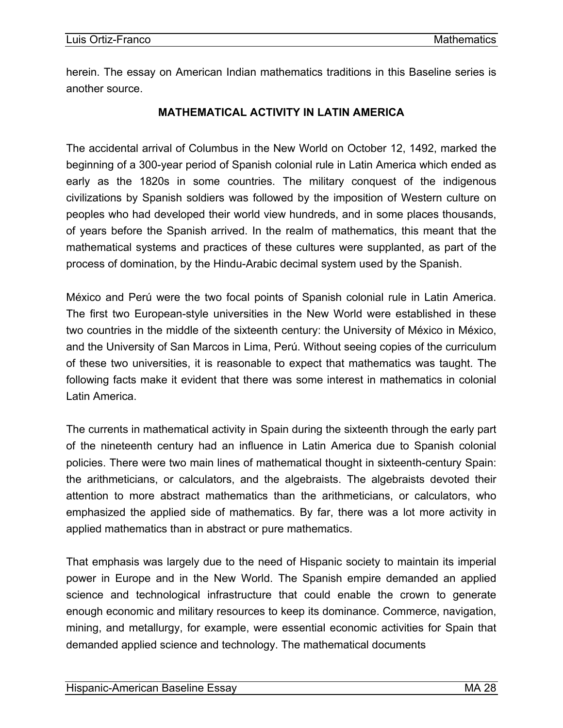herein. The essay on American Indian mathematics traditions in this Baseline series is another source.

## MATHEMATICAL ACTIVITY IN LATIN AMERICA

The accidental arrival of Columbus in the New World on October 12, 1492, marked the beginning of a 300-year period of Spanish colonial rule in Latin America which ended as early as the 1820s in some countries. The military conquest of the indigenous civilizations by Spanish soldiers was followed by the imposition of Western culture on peoples who had developed their world view hundreds, and in some places thousands, of years before the Spanish arrived. In the realm of mathematics, this meant that the mathematical systems and practices of these cultures were supplanted, as part of the process of domination, by the Hindu-Arabic decimal system used by the Spanish.

México and Perú were the two focal points of Spanish colonial rule in Latin America. The first two European-style universities in the New World were established in these two countries in the middle of the sixteenth century: the University of México in México, and the University of San Marcos in Lima, Perú. Without seeing copies of the curriculum of these two universities, it is reasonable to expect that mathematics was taught. The following facts make it evident that there was some interest in mathematics in colonial Latin America.

The currents in mathematical activity in Spain during the sixteenth through the early part of the nineteenth century had an influence in Latin America due to Spanish colonial policies. There were two main lines of mathematical thought in sixteenth-century Spain: the arithmeticians, or calculators, and the algebraists. The algebraists devoted their attention to more abstract mathematics than the arithmeticians, or calculators, who emphasized the applied side of mathematics. By far, there was a lot more activity in applied mathematics than in abstract or pure mathematics.

That emphasis was largely due to the need of Hispanic society to maintain its imperial power in Europe and in the New World. The Spanish empire demanded an applied science and technological infrastructure that could enable the crown to generate enough economic and military resources to keep its dominance. Commerce, navigation, mining, and metallurgy, for example, were essential economic activities for Spain that demanded applied science and technology. The mathematical documents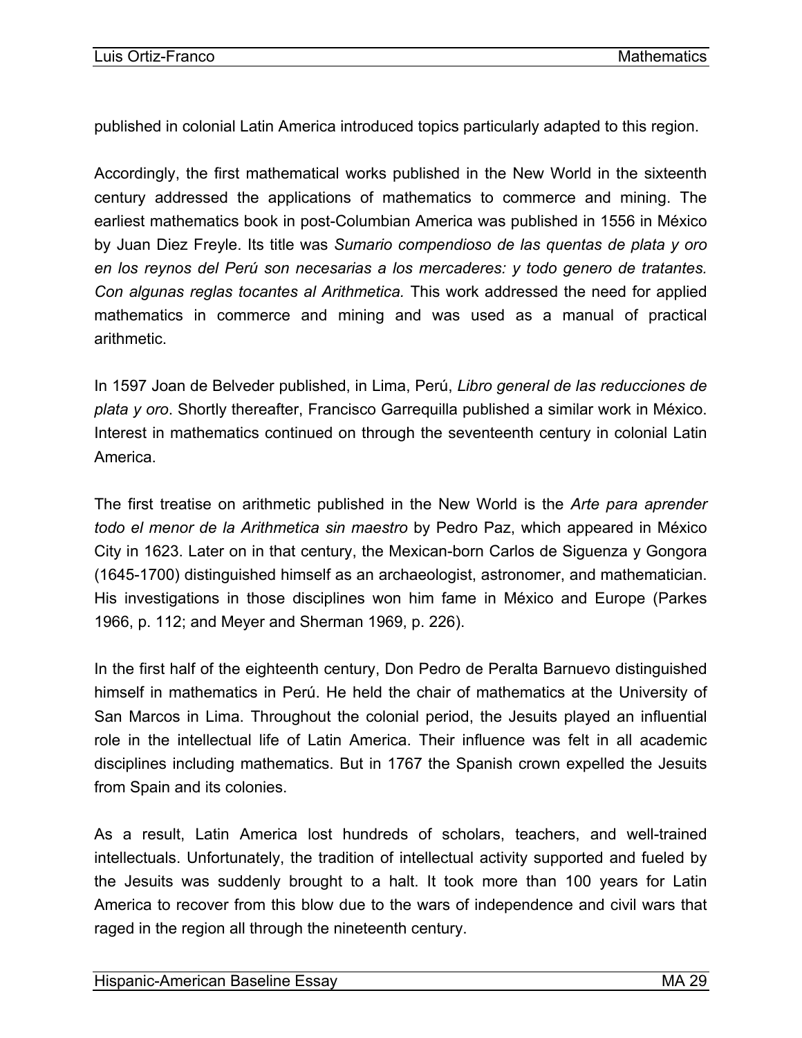published in colonial Latin America introduced topics particularly adapted to this region.

Accordingly, the first mathematical works published in the New World in the sixteenth century addressed the applications of mathematics to commerce and mining. The earliest mathematics book in post-Columbian America was published in 1556 in México by Juan Diez Freyle. Its title was *Sumario compendioso de las quentas de plata y oro en los reynos del Perú son necesarias a los mercaderes: y todo genero de tratantes. Con algunas reglas tocantes al Arithmetica.* This work addressed the need for applied mathematics in commerce and mining and was used as a manual of practical arithmetic.

In 1597 Joan de Belveder published, in Lima, Perú, *Libro general de las reducciones de plata y oro*. Shortly thereafter, Francisco Garrequilla published a similar work in México. Interest in mathematics continued on through the seventeenth century in colonial Latin America.

The first treatise on arithmetic published in the New World is the *Arte para aprender todo el menor de la Arithmetica sin maestro* by Pedro Paz, which appeared in México City in 1623. Later on in that century, the Mexican-born Carlos de Siguenza y Gongora (1645-1700) distinguished himself as an archaeologist, astronomer, and mathematician. His investigations in those disciplines won him fame in México and Europe (Parkes 1966, p. 112; and Meyer and Sherman 1969, p. 226).

In the first half of the eighteenth century, Don Pedro de Peralta Barnuevo distinguished himself in mathematics in Perú. He held the chair of mathematics at the University of San Marcos in Lima. Throughout the colonial period, the Jesuits played an influential role in the intellectual life of Latin America. Their influence was felt in all academic disciplines including mathematics. But in 1767 the Spanish crown expelled the Jesuits from Spain and its colonies.

As a result, Latin America lost hundreds of scholars, teachers, and well-trained intellectuals. Unfortunately, the tradition of intellectual activity supported and fueled by the Jesuits was suddenly brought to a halt. It took more than 100 years for Latin America to recover from this blow due to the wars of independence and civil wars that raged in the region all through the nineteenth century.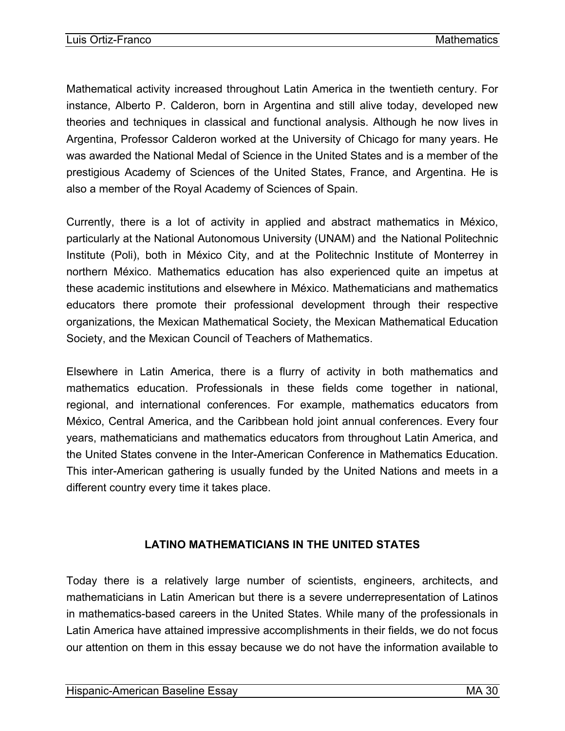Mathematical activity increased throughout Latin America in the twentieth century. For instance, Alberto P. Calderon, born in Argentina and still alive today, developed new theories and techniques in classical and functional analysis. Although he now lives in Argentina, Professor Calderon worked at the University of Chicago for many years. He was awarded the National Medal of Science in the United States and is a member of the prestigious Academy of Sciences of the United States, France, and Argentina. He is also a member of the Royal Academy of Sciences of Spain.

Currently, there is a lot of activity in applied and abstract mathematics in México, particularly at the National Autonomous University (UNAM) and the National Politechnic Institute (Poli), both in México City, and at the Politechnic Institute of Monterrey in northern México. Mathematics education has also experienced quite an impetus at these academic institutions and elsewhere in México. Mathematicians and mathematics educators there promote their professional development through their respective organizations, the Mexican Mathematical Society, the Mexican Mathematical Education Society, and the Mexican Council of Teachers of Mathematics.

Elsewhere in Latin America, there is a flurry of activity in both mathematics and mathematics education. Professionals in these fields come together in national, regional, and international conferences. For example, mathematics educators from México, Central America, and the Caribbean hold joint annual conferences. Every four years, mathematicians and mathematics educators from throughout Latin America, and the United States convene in the Inter-American Conference in Mathematics Education. This inter-American gathering is usually funded by the United Nations and meets in a different country every time it takes place.

## LATINO MATHEMATICIANS IN THE UNITED STATES

Today there is a relatively large number of scientists, engineers, architects, and mathematicians in Latin American but there is a severe underrepresentation of Latinos in mathematics-based careers in the United States. While many of the professionals in Latin America have attained impressive accomplishments in their fields, we do not focus our attention on them in this essay because we do not have the information available to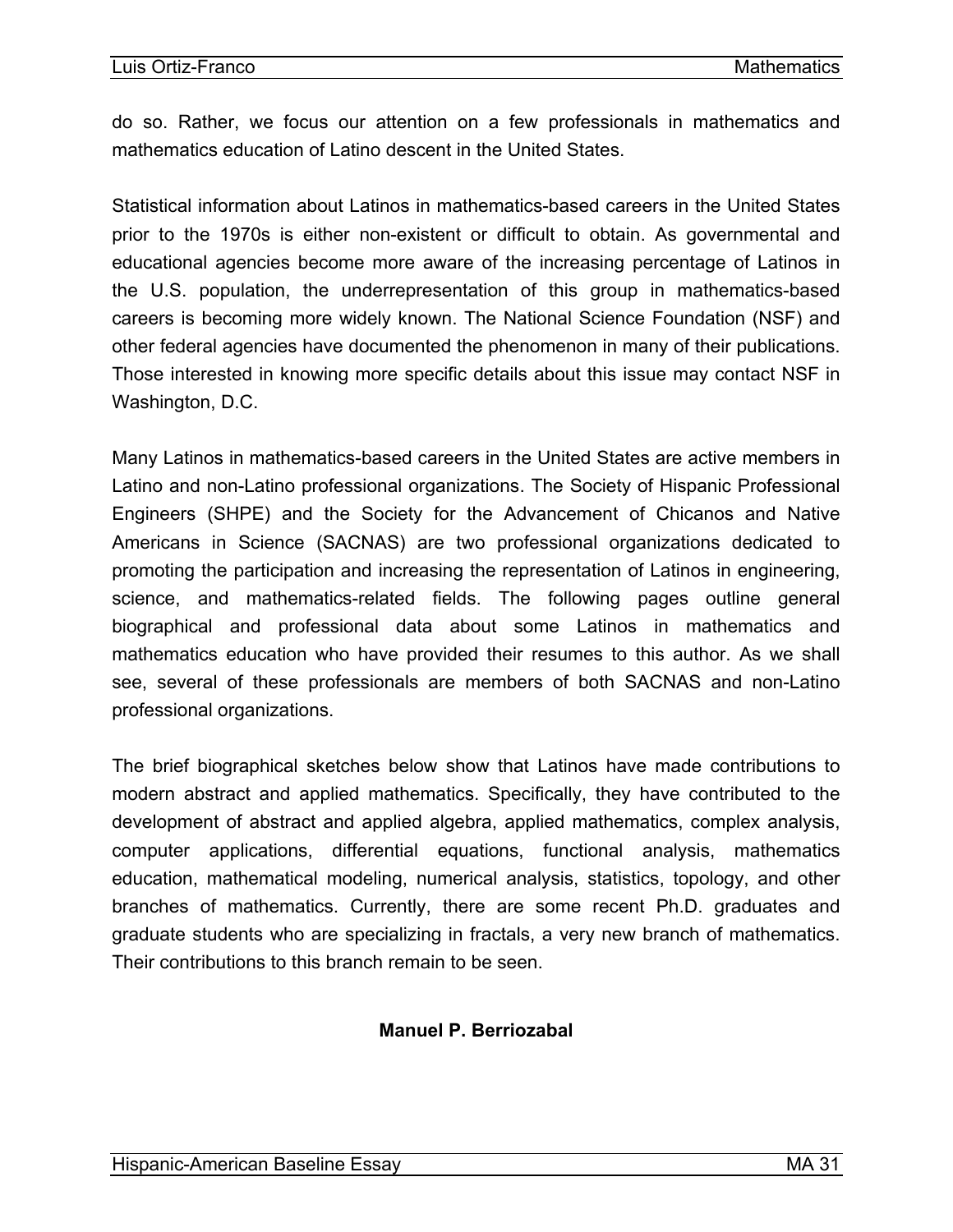do so. Rather, we focus our attention on a few professionals in mathematics and mathematics education of Latino descent in the United States.

Statistical information about Latinos in mathematics-based careers in the United States prior to the 1970s is either non-existent or difficult to obtain. As governmental and educational agencies become more aware of the increasing percentage of Latinos in the U.S. population, the underrepresentation of this group in mathematics-based careers is becoming more widely known. The National Science Foundation (NSF) and other federal agencies have documented the phenomenon in many of their publications. Those interested in knowing more specific details about this issue may contact NSF in Washington, D.C.

Many Latinos in mathematics-based careers in the United States are active members in Latino and non-Latino professional organizations. The Society of Hispanic Professional Engineers (SHPE) and the Society for the Advancement of Chicanos and Native Americans in Science (SACNAS) are two professional organizations dedicated to promoting the participation and increasing the representation of Latinos in engineering, science, and mathematics-related fields. The following pages outline general biographical and professional data about some Latinos in mathematics and mathematics education who have provided their resumes to this author. As we shall see, several of these professionals are members of both SACNAS and non-Latino professional organizations.

The brief biographical sketches below show that Latinos have made contributions to modern abstract and applied mathematics. Specifically, they have contributed to the development of abstract and applied algebra, applied mathematics, complex analysis, computer applications, differential equations, functional analysis, mathematics education, mathematical modeling, numerical analysis, statistics, topology, and other branches of mathematics. Currently, there are some recent Ph.D. graduates and graduate students who are specializing in fractals, a very new branch of mathematics. Their contributions to this branch remain to be seen.

### Manuel P. Berriozabal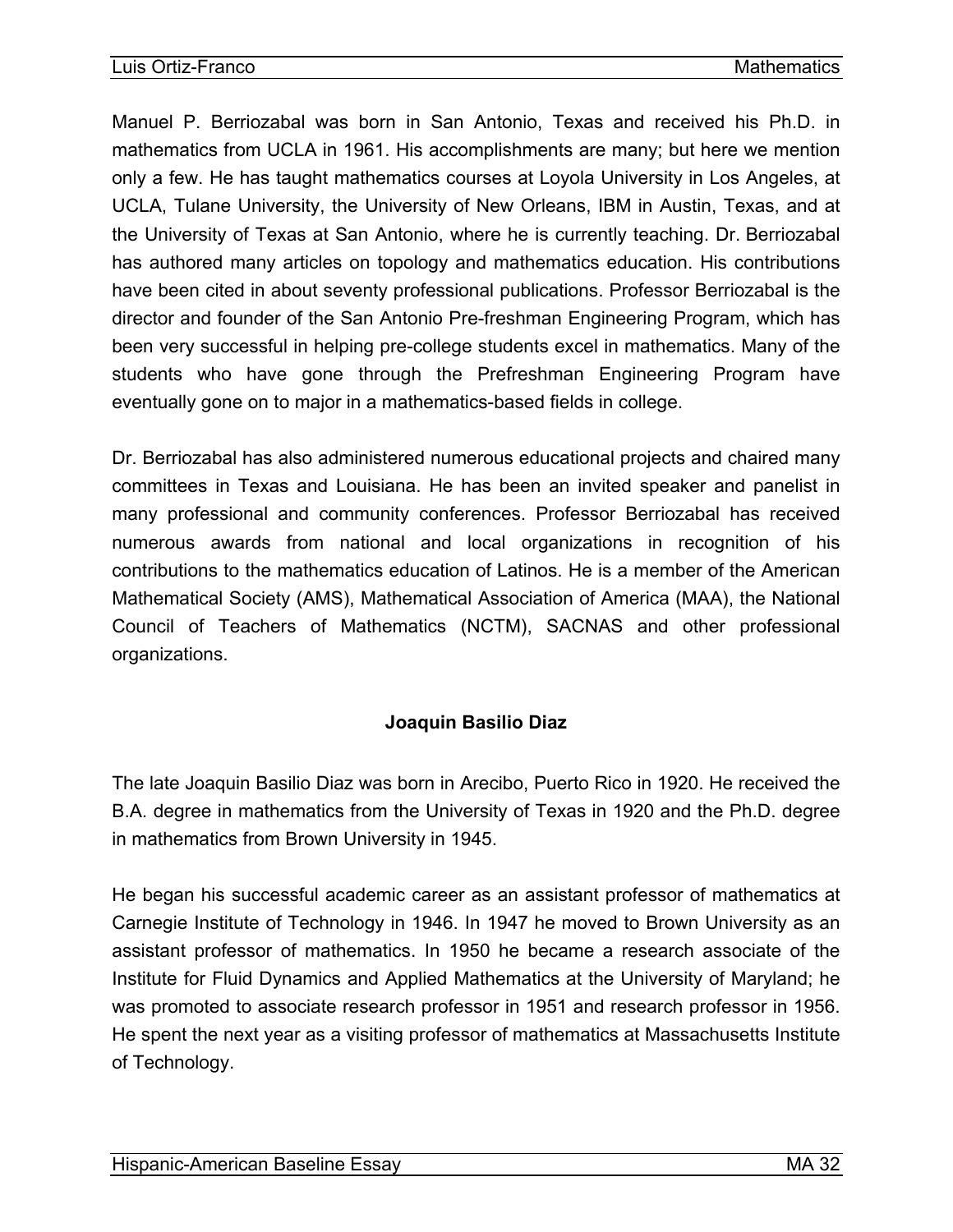Manuel P. Berriozabal was born in San Antonio, Texas and received his Ph.D. in mathematics from UCLA in 1961. His accomplishments are many; but here we mention only a few. He has taught mathematics courses at Loyola University in Los Angeles, at UCLA, Tulane University, the University of New Orleans, IBM in Austin, Texas, and at the University of Texas at San Antonio, where he is currently teaching. Dr. Berriozabal has authored many articles on topology and mathematics education. His contributions have been cited in about seventy professional publications. Professor Berriozabal is the director and founder of the San Antonio Pre-freshman Engineering Program, which has been very successful in helping pre-college students excel in mathematics. Many of the students who have gone through the Prefreshman Engineering Program have eventually gone on to major in a mathematics-based fields in college.

Dr. Berriozabal has also administered numerous educational projects and chaired many committees in Texas and Louisiana. He has been an invited speaker and panelist in many professional and community conferences. Professor Berriozabal has received numerous awards from national and local organizations in recognition of his contributions to the mathematics education of Latinos. He is a member of the American Mathematical Society (AMS), Mathematical Association of America (MAA), the National Council of Teachers of Mathematics (NCTM), SACNAS and other professional organizations.

### Joaquin Basilio Diaz

The late Joaquin Basilio Diaz was born in Arecibo, Puerto Rico in 1920. He received the B.A. degree in mathematics from the University of Texas in 1920 and the Ph.D. degree in mathematics from Brown University in 1945.

He began his successful academic career as an assistant professor of mathematics at Carnegie Institute of Technology in 1946. In 1947 he moved to Brown University as an assistant professor of mathematics. In 1950 he became a research associate of the Institute for Fluid Dynamics and Applied Mathematics at the University of Maryland; he was promoted to associate research professor in 1951 and research professor in 1956. He spent the next year as a visiting professor of mathematics at Massachusetts Institute of Technology.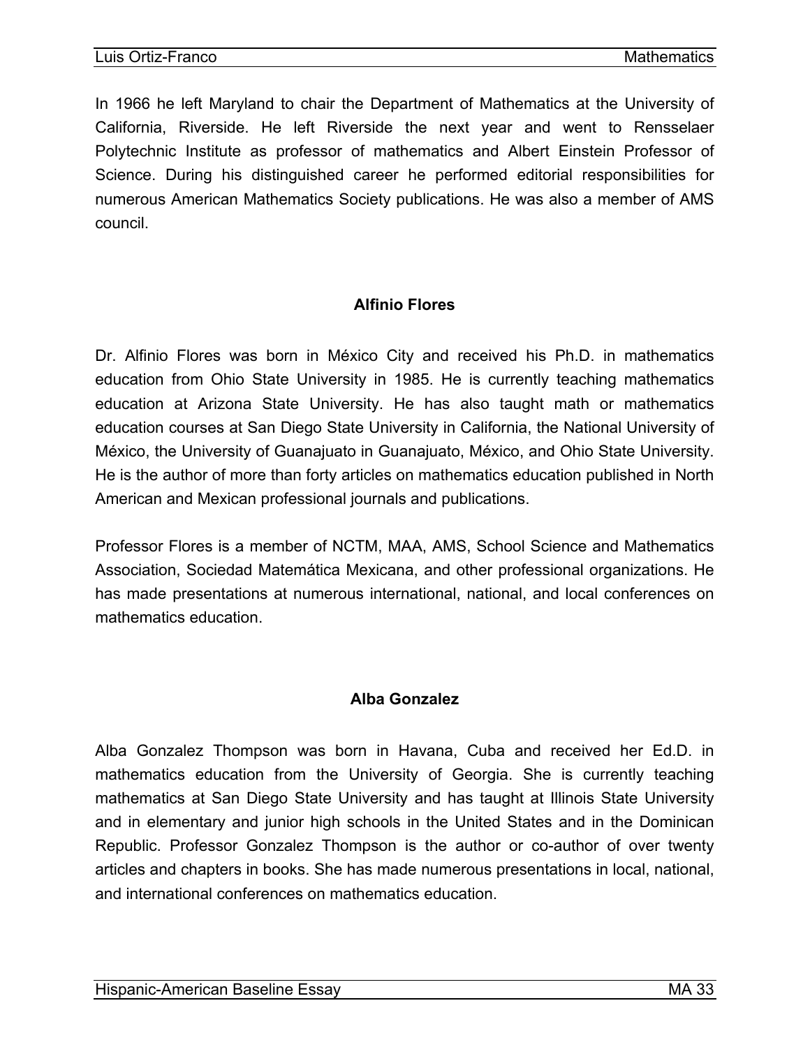In 1966 he left Maryland to chair the Department of Mathematics at the University of California, Riverside. He left Riverside the next year and went to Rensselaer Polytechnic Institute as professor of mathematics and Albert Einstein Professor of Science. During his distinguished career he performed editorial responsibilities for numerous American Mathematics Society publications. He was also a member of AMS council.

### Alfinio Flores

Dr. Alfinio Flores was born in México City and received his Ph.D. in mathematics education from Ohio State University in 1985. He is currently teaching mathematics education at Arizona State University. He has also taught math or mathematics education courses at San Diego State University in California, the National University of México, the University of Guanajuato in Guanajuato, México, and Ohio State University. He is the author of more than forty articles on mathematics education published in North American and Mexican professional journals and publications.

Professor Flores is a member of NCTM, MAA, AMS, School Science and Mathematics Association, Sociedad Matemática Mexicana, and other professional organizations. He has made presentations at numerous international, national, and local conferences on mathematics education.

### Alba Gonzalez

Alba Gonzalez Thompson was born in Havana, Cuba and received her Ed.D. in mathematics education from the University of Georgia. She is currently teaching mathematics at San Diego State University and has taught at Illinois State University and in elementary and junior high schools in the United States and in the Dominican Republic. Professor Gonzalez Thompson is the author or co-author of over twenty articles and chapters in books. She has made numerous presentations in local, national, and international conferences on mathematics education.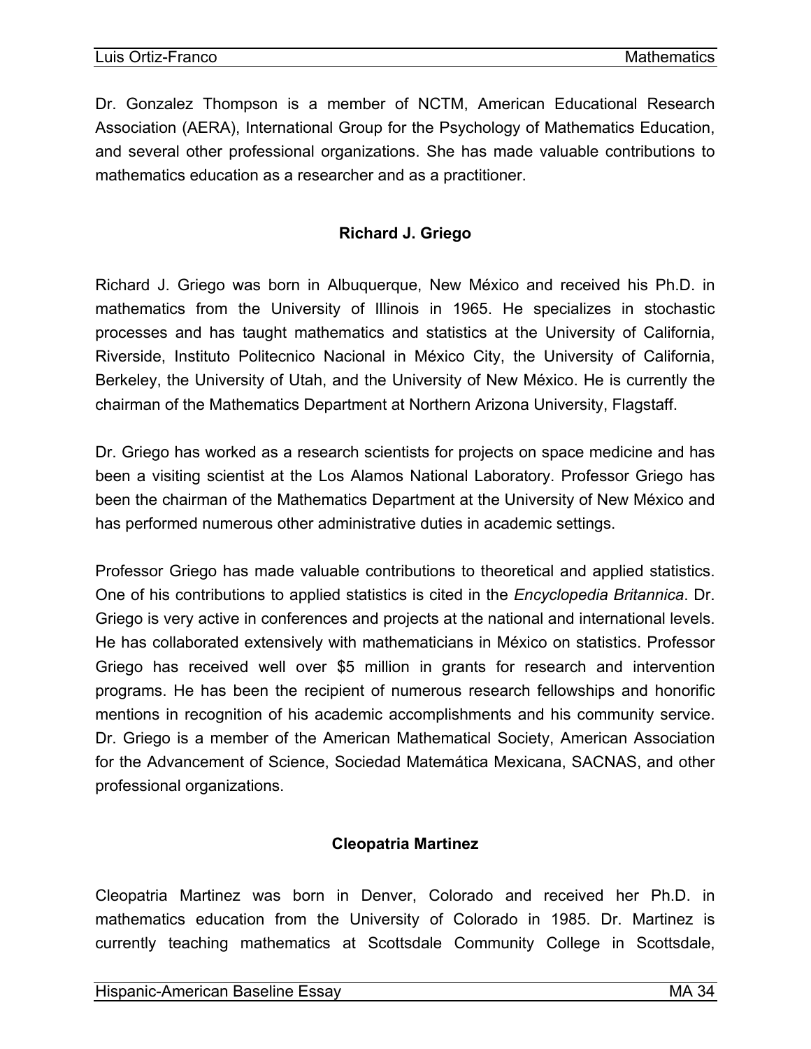Dr. Gonzalez Thompson is a member of NCTM, American Educational Research Association (AERA), International Group for the Psychology of Mathematics Education, and several other professional organizations. She has made valuable contributions to mathematics education as a researcher and as a practitioner.

### Richard J. Griego

Richard J. Griego was born in Albuquerque, New México and received his Ph.D. in mathematics from the University of Illinois in 1965. He specializes in stochastic processes and has taught mathematics and statistics at the University of California, Riverside, Instituto Politecnico Nacional in México City, the University of California, Berkeley, the University of Utah, and the University of New México. He is currently the chairman of the Mathematics Department at Northern Arizona University, Flagstaff.

Dr. Griego has worked as a research scientists for projects on space medicine and has been a visiting scientist at the Los Alamos National Laboratory. Professor Griego has been the chairman of the Mathematics Department at the University of New México and has performed numerous other administrative duties in academic settings.

Professor Griego has made valuable contributions to theoretical and applied statistics. One of his contributions to applied statistics is cited in the *Encyclopedia Britannica*. Dr. Griego is very active in conferences and projects at the national and international levels. He has collaborated extensively with mathematicians in México on statistics. Professor Griego has received well over $5 million in grants for research and intervention programs. He has been the recipient of numerous research fellowships and honorific mentions in recognition of his academic accomplishments and his community service. Dr. Griego is a member of the American Mathematical Society, American Association for the Advancement of Science, Sociedad Matemática Mexicana, SACNAS, and other professional organizations.

### Cleopatria Martinez

Cleopatria Martinez was born in Denver, Colorado and received her Ph.D. in mathematics education from the University of Colorado in 1985. Dr. Martinez is currently teaching mathematics at Scottsdale Community College in Scottsdale,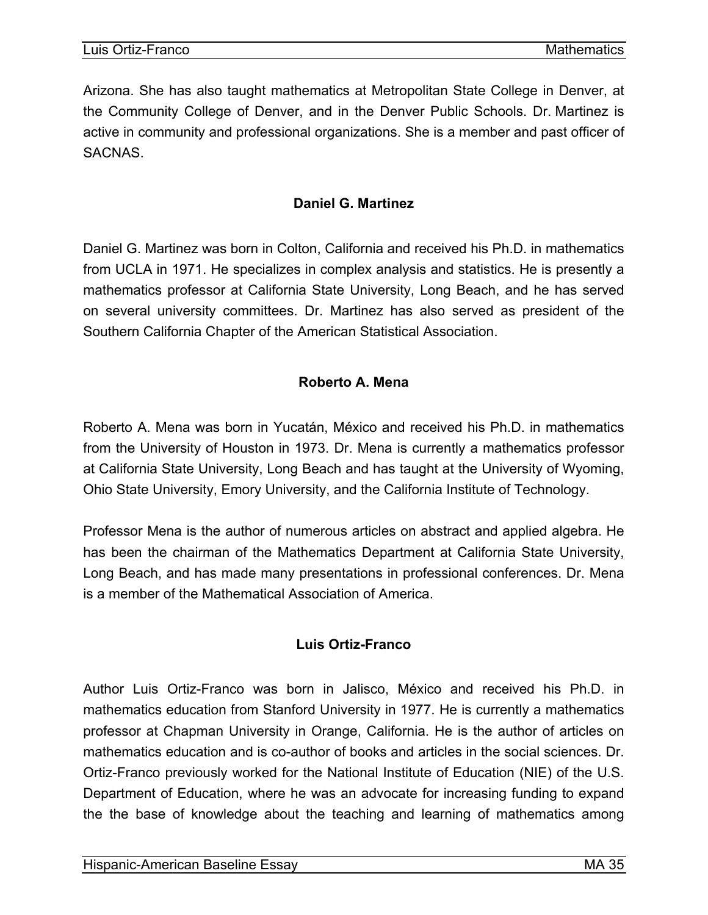Arizona. She has also taught mathematics at Metropolitan State College in Denver, at the Community College of Denver, and in the Denver Public Schools. Dr. Martinez is active in community and professional organizations. She is a member and past officer of SACNAS.

### Daniel G. Martinez

Daniel G. Martinez was born in Colton, California and received his Ph.D. in mathematics from UCLA in 1971. He specializes in complex analysis and statistics. He is presently a mathematics professor at California State University, Long Beach, and he has served on several university committees. Dr. Martinez has also served as president of the Southern California Chapter of the American Statistical Association.

### Roberto A. Mena

Roberto A. Mena was born in Yucatán, México and received his Ph.D. in mathematics from the University of Houston in 1973. Dr. Mena is currently a mathematics professor at California State University, Long Beach and has taught at the University of Wyoming, Ohio State University, Emory University, and the California Institute of Technology.

Professor Mena is the author of numerous articles on abstract and applied algebra. He has been the chairman of the Mathematics Department at California State University, Long Beach, and has made many presentations in professional conferences. Dr. Mena is a member of the Mathematical Association of America.

### Luis Ortiz-Franco

Author Luis Ortiz-Franco was born in Jalisco, México and received his Ph.D. in mathematics education from Stanford University in 1977. He is currently a mathematics professor at Chapman University in Orange, California. He is the author of articles on mathematics education and is co-author of books and articles in the social sciences. Dr. Ortiz-Franco previously worked for the National Institute of Education (NIE) of the U.S. Department of Education, where he was an advocate for increasing funding to expand the the base of knowledge about the teaching and learning of mathematics among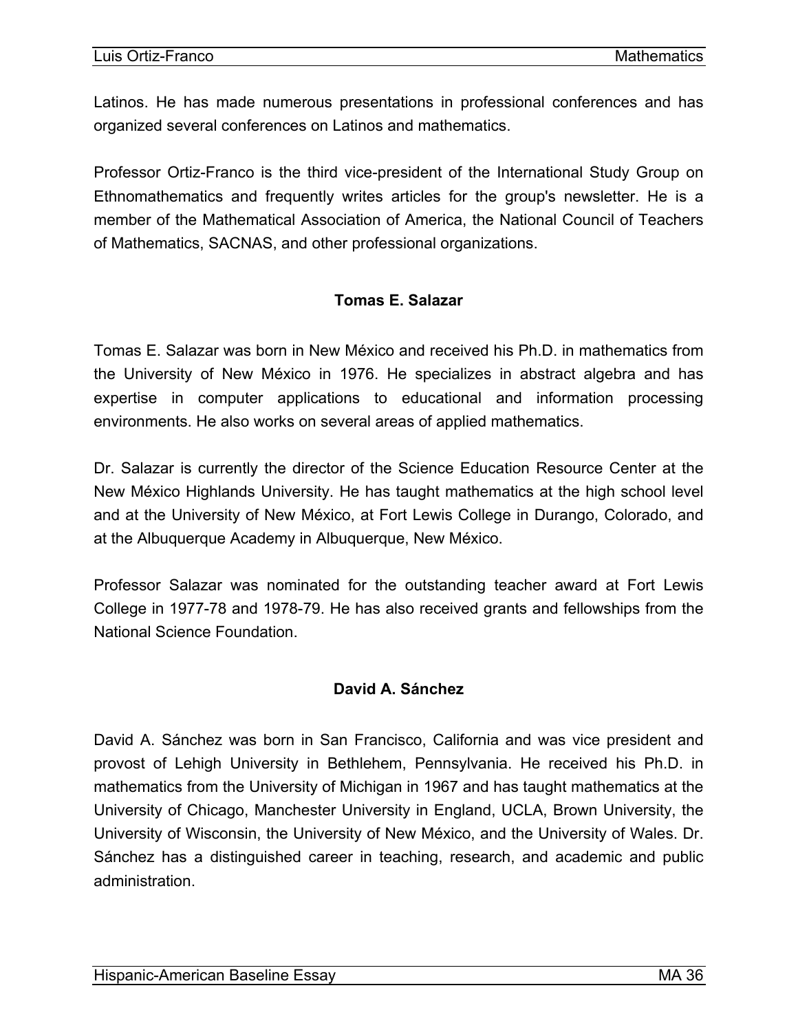Latinos. He has made numerous presentations in professional conferences and has organized several conferences on Latinos and mathematics.

Professor Ortiz-Franco is the third vice-president of the International Study Group on Ethnomathematics and frequently writes articles for the group's newsletter. He is a member of the Mathematical Association of America, the National Council of Teachers of Mathematics, SACNAS, and other professional organizations.

### Tomas E. Salazar

Tomas E. Salazar was born in New México and received his Ph.D. in mathematics from the University of New México in 1976. He specializes in abstract algebra and has expertise in computer applications to educational and information processing environments. He also works on several areas of applied mathematics.

Dr. Salazar is currently the director of the Science Education Resource Center at the New México Highlands University. He has taught mathematics at the high school level and at the University of New México, at Fort Lewis College in Durango, Colorado, and at the Albuquerque Academy in Albuquerque, New México.

Professor Salazar was nominated for the outstanding teacher award at Fort Lewis College in 1977-78 and 1978-79. He has also received grants and fellowships from the National Science Foundation.

### David A. Sánchez

David A. Sánchez was born in San Francisco, California and was vice president and provost of Lehigh University in Bethlehem, Pennsylvania. He received his Ph.D. in mathematics from the University of Michigan in 1967 and has taught mathematics at the University of Chicago, Manchester University in England, UCLA, Brown University, the University of Wisconsin, the University of New México, and the University of Wales. Dr. Sánchez has a distinguished career in teaching, research, and academic and public administration.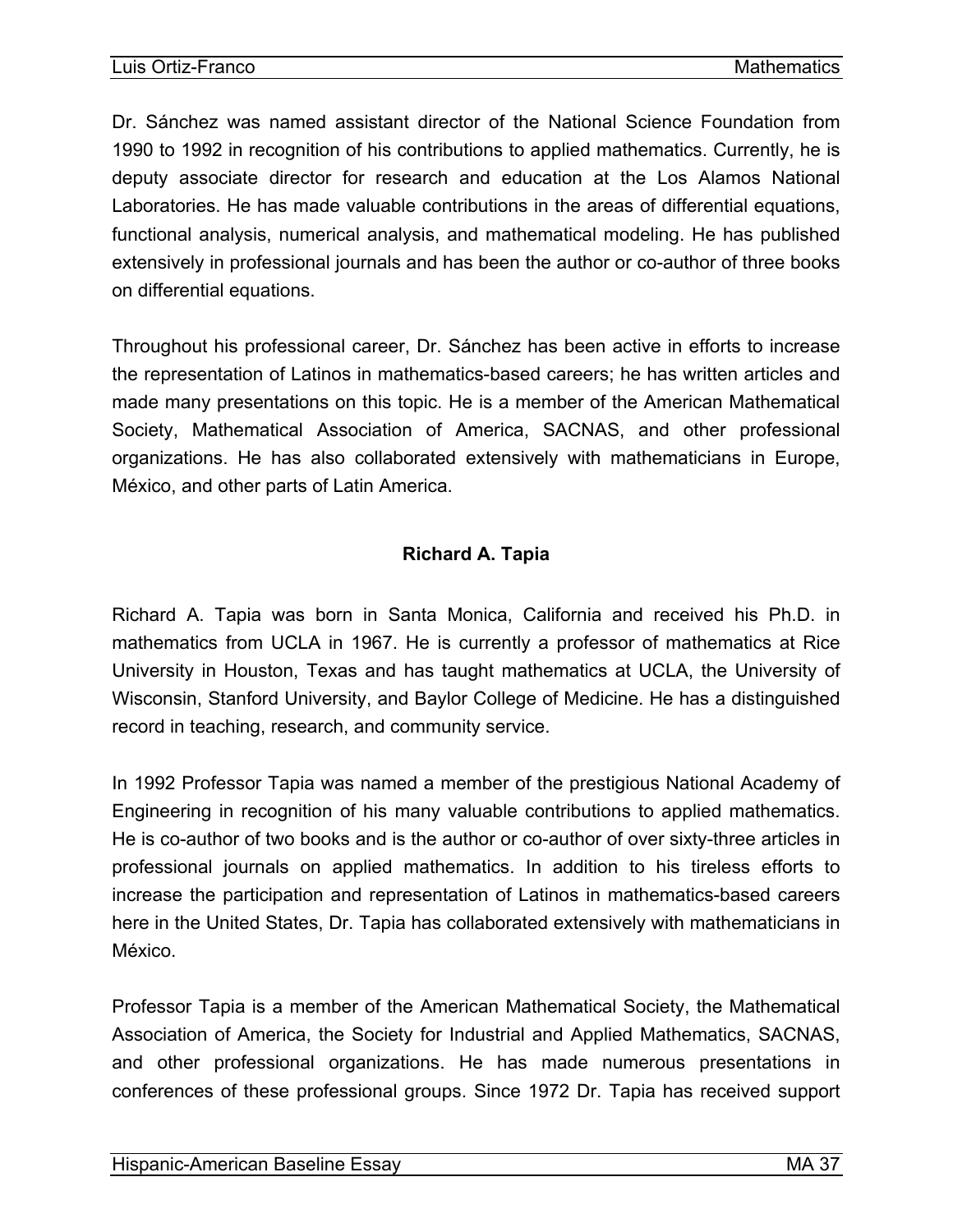Dr. Sánchez was named assistant director of the National Science Foundation from 1990 to 1992 in recognition of his contributions to applied mathematics. Currently, he is deputy associate director for research and education at the Los Alamos National Laboratories. He has made valuable contributions in the areas of differential equations, functional analysis, numerical analysis, and mathematical modeling. He has published extensively in professional journals and has been the author or co-author of three books on differential equations.

Throughout his professional career, Dr. Sánchez has been active in efforts to increase the representation of Latinos in mathematics-based careers; he has written articles and made many presentations on this topic. He is a member of the American Mathematical Society, Mathematical Association of America, SACNAS, and other professional organizations. He has also collaborated extensively with mathematicians in Europe, México, and other parts of Latin America.

### Richard A. Tapia

Richard A. Tapia was born in Santa Monica, California and received his Ph.D. in mathematics from UCLA in 1967. He is currently a professor of mathematics at Rice University in Houston, Texas and has taught mathematics at UCLA, the University of Wisconsin, Stanford University, and Baylor College of Medicine. He has a distinguished record in teaching, research, and community service.

In 1992 Professor Tapia was named a member of the prestigious National Academy of Engineering in recognition of his many valuable contributions to applied mathematics. He is co-author of two books and is the author or co-author of over sixty-three articles in professional journals on applied mathematics. In addition to his tireless efforts to increase the participation and representation of Latinos in mathematics-based careers here in the United States, Dr. Tapia has collaborated extensively with mathematicians in México.

Professor Tapia is a member of the American Mathematical Society, the Mathematical Association of America, the Society for Industrial and Applied Mathematics, SACNAS, and other professional organizations. He has made numerous presentations in conferences of these professional groups. Since 1972 Dr. Tapia has received support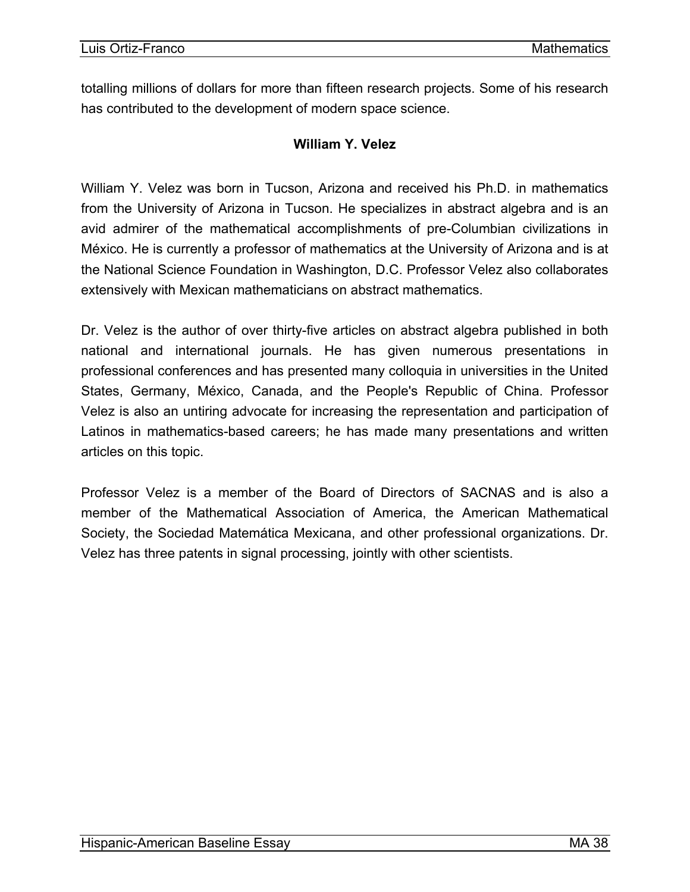totalling millions of dollars for more than fifteen research projects. Some of his research has contributed to the development of modern space science.

### William Y. Velez

William Y. Velez was born in Tucson, Arizona and received his Ph.D. in mathematics from the University of Arizona in Tucson. He specializes in abstract algebra and is an avid admirer of the mathematical accomplishments of pre-Columbian civilizations in México. He is currently a professor of mathematics at the University of Arizona and is at the National Science Foundation in Washington, D.C. Professor Velez also collaborates extensively with Mexican mathematicians on abstract mathematics.

Dr. Velez is the author of over thirty-five articles on abstract algebra published in both national and international journals. He has given numerous presentations in professional conferences and has presented many colloquia in universities in the United States, Germany, México, Canada, and the People's Republic of China. Professor Velez is also an untiring advocate for increasing the representation and participation of Latinos in mathematics-based careers; he has made many presentations and written articles on this topic.

Professor Velez is a member of the Board of Directors of SACNAS and is also a member of the Mathematical Association of America, the American Mathematical Society, the Sociedad Matemática Mexicana, and other professional organizations. Dr. Velez has three patents in signal processing, jointly with other scientists.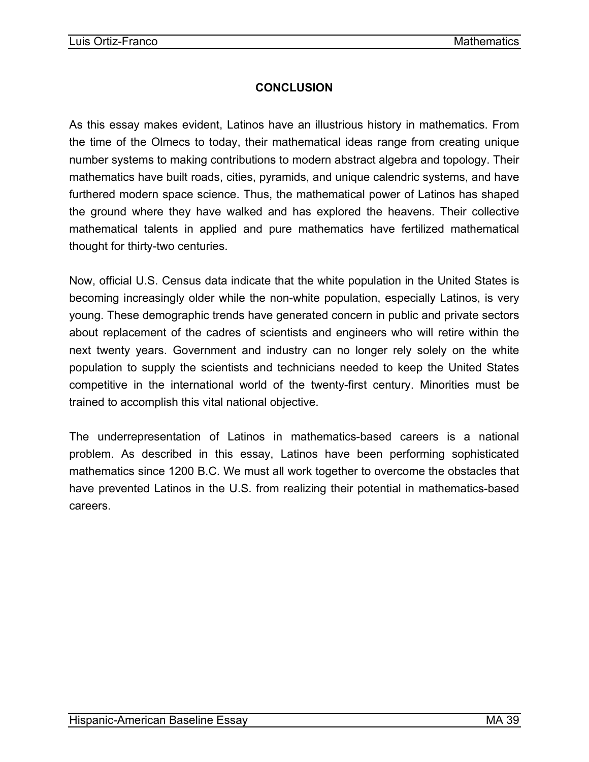## CONCLUSION

As this essay makes evident, Latinos have an illustrious history in mathematics. From the time of the Olmecs to today, their mathematical ideas range from creating unique number systems to making contributions to modern abstract algebra and topology. Their mathematics have built roads, cities, pyramids, and unique calendric systems, and have furthered modern space science. Thus, the mathematical power of Latinos has shaped the ground where they have walked and has explored the heavens. Their collective mathematical talents in applied and pure mathematics have fertilized mathematical thought for thirty-two centuries.

Now, official U.S. Census data indicate that the white population in the United States is becoming increasingly older while the non-white population, especially Latinos, is very young. These demographic trends have generated concern in public and private sectors about replacement of the cadres of scientists and engineers who will retire within the next twenty years. Government and industry can no longer rely solely on the white population to supply the scientists and technicians needed to keep the United States competitive in the international world of the twenty-first century. Minorities must be trained to accomplish this vital national objective.

The underrepresentation of Latinos in mathematics-based careers is a national problem. As described in this essay, Latinos have been performing sophisticated mathematics since 1200 B.C. We must all work together to overcome the obstacles that have prevented Latinos in the U.S. from realizing their potential in mathematics-based careers.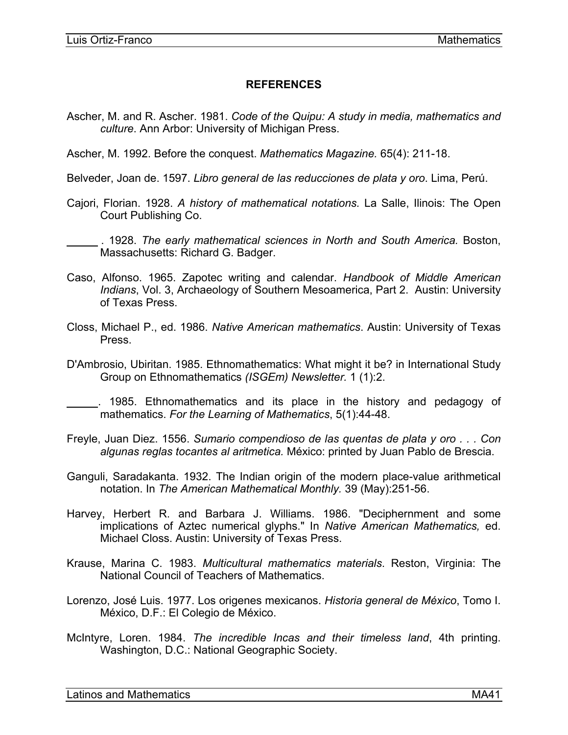**REFERENCES**

Ascher, M. and R. Ascher. 1981. *Code of the Quipu: A study in media, mathematics and culture*. Ann Arbor: University of Michigan Press.

Ascher, M. 1992. Before the conquest. *Mathematics Magazine.* 65(4): 211-18.

Belveder, Joan de. 1597. *Libro general de las reducciones de plata y oro*. Lima, Perú.

Cajori, Florian. 1928. *A history of mathematical notations.* La Salle, Ilinois: The Open Court Publishing Co.

\_\_\_\_\_ . 1928. *The early mathematical sciences in North and South America.* Boston, Massachusetts: Richard G. Badger.

Caso, Alfonso. 1965. Zapotec writing and calendar. *Handbook of Middle American Indians*, Vol. 3, Archaeology of Southern Mesoamerica, Part 2. Austin: University of Texas Press.

Closs, Michael P., ed. 1986. *Native American mathematics*. Austin: University of Texas Press.

D'Ambrosio, Ubiritan. 1985. Ethnomathematics: What might it be? in International Study Group on Ethnomathematics *(ISGEm) Newsletter.* 1 (1):2.

\_\_\_\_\_. 1985. Ethnomathematics and its place in the history and pedagogy of mathematics. *For the Learning of Mathematics*, 5(1):44-48.

Freyle, Juan Diez. 1556. *Sumario compendioso de las quentas de plata y oro . . . Con algunas reglas tocantes al aritmetica.* México: printed by Juan Pablo de Brescia.

Ganguli, Saradakanta. 1932. The Indian origin of the modern place-value arithmetical notation. In *The American Mathematical Monthly.* 39 (May):251-56.

Harvey, Herbert R. and Barbara J. Williams. 1986. "Deciphernment and some implications of Aztec numerical glyphs." In *Native American Mathematics,* ed. Michael Closs. Austin: University of Texas Press.

Krause, Marina C. 1983. *Multicultural mathematics materials*. Reston, Virginia: The National Council of Teachers of Mathematics.

Lorenzo, José Luis. 1977. Los origenes mexicanos. *Historia general de México*, Tomo I. México, D.F.: El Colegio de México.

McIntyre, Loren. 1984. *The incredible Incas and their timeless land*, 4th printing. Washington, D.C.: National Geographic Society.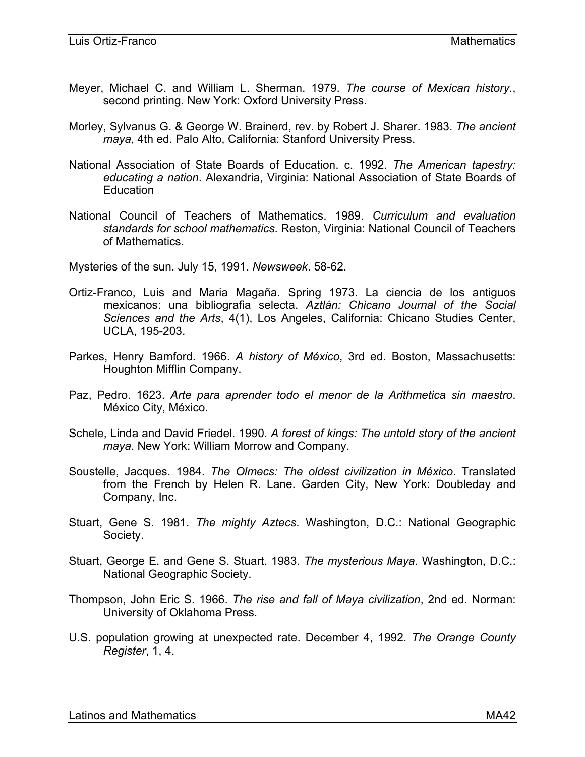Meyer, Michael C. and William L. Sherman. 1979. *The course of Mexican history.*, second printing. New York: Oxford University Press.

Morley, Sylvanus G. & George W. Brainerd, rev. by Robert J. Sharer. 1983. *The ancient maya*, 4th ed. Palo Alto, California: Stanford University Press.

National Association of State Boards of Education. c. 1992. *The American tapestry: educating a nation*. Alexandria, Virginia: National Association of State Boards of Education

National Council of Teachers of Mathematics. 1989. *Curriculum and evaluation standards for school mathematics*. Reston, Virginia: National Council of Teachers of Mathematics.

Mysteries of the sun. July 15, 1991. *Newsweek*. 58-62.

Ortiz-Franco, Luis and Maria Magaña. Spring 1973. La ciencia de los antiguos mexicanos: una bibliografia selecta. *Aztlán: Chicano Journal of the Social Sciences and the Arts*, 4(1), Los Angeles, California: Chicano Studies Center, UCLA, 195-203.

Parkes, Henry Bamford. 1966. *A history of México*, 3rd ed. Boston, Massachusetts: Houghton Mifflin Company.

Paz, Pedro. 1623. *Arte para aprender todo el menor de la Arithmetica sin maestro*. México City, México.

Schele, Linda and David Friedel. 1990. *A forest of kings: The untold story of the ancient maya*. New York: William Morrow and Company.

Soustelle, Jacques. 1984. *The Olmecs: The oldest civilization in México*. Translated from the French by Helen R. Lane. Garden City, New York: Doubleday and Company, Inc.

Stuart, Gene S. 1981. *The mighty Aztecs*. Washington, D.C.: National Geographic Society.

Stuart, George E. and Gene S. Stuart. 1983. *The mysterious Maya*. Washington, D.C.: National Geographic Society.

Thompson, John Eric S. 1966. *The rise and fall of Maya civilization*, 2nd ed. Norman: University of Oklahoma Press.

U.S. population growing at unexpected rate. December 4, 1992. *The Orange County Register*, 1, 4.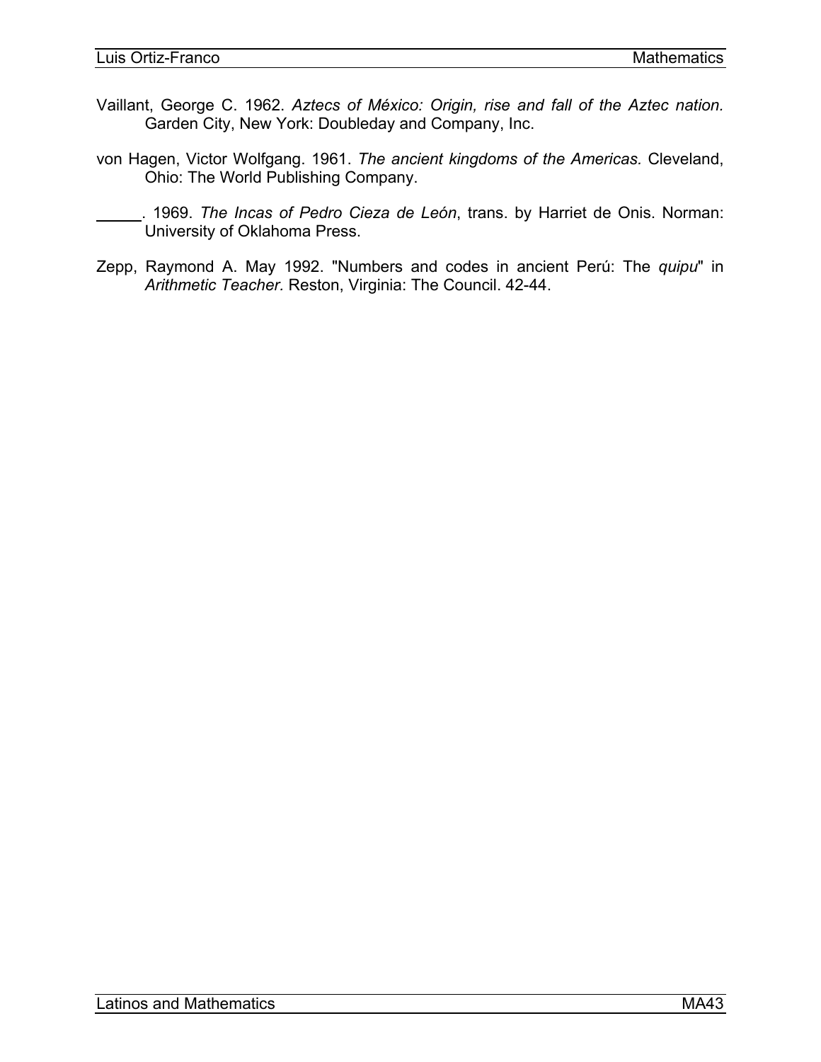Vaillant, George C. 1962. *Aztecs of México: Origin, rise and fall of the Aztec nation.* Garden City, New York: Doubleday and Company, Inc.

von Hagen, Victor Wolfgang. 1961. *The ancient kingdoms of the Americas.* Cleveland, Ohio: The World Publishing Company.

\_\_\_\_\_. 1969. *The Incas of Pedro Cieza de León*, trans. by Harriet de Onis. Norman: University of Oklahoma Press.

Zepp, Raymond A. May 1992. "Numbers and codes in ancient Perú: The *quipu*" in *Arithmetic Teacher.* Reston, Virginia: The Council. 42-44.